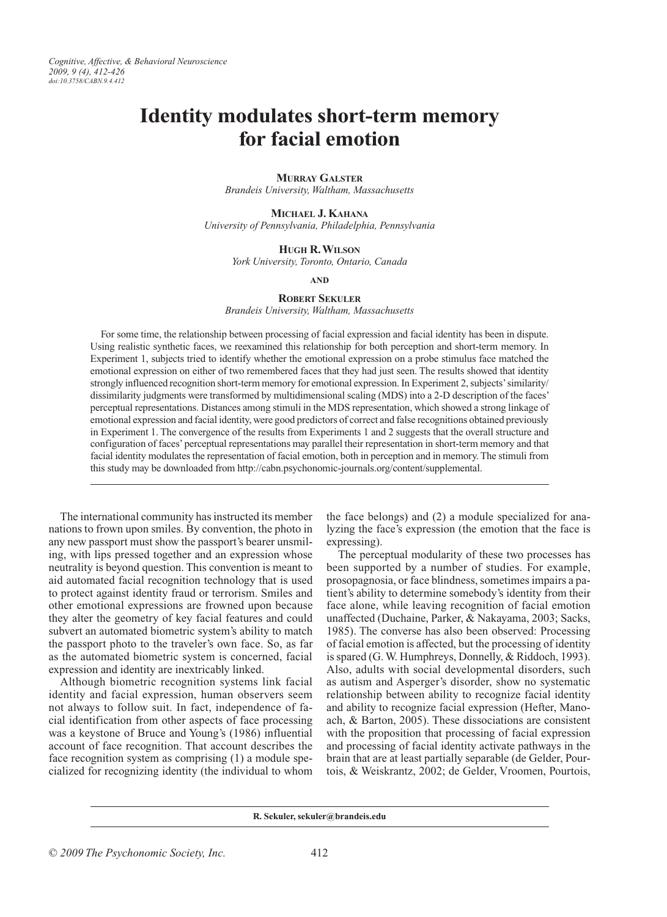# Identity modulates short-term memory for facial emotion

**Murray Galster**
*Brandeis University, Waltham, Massachusetts*

**Michael J. Kahana**
*University of Pennsylvania, Philadelphia, Pennsylvania*

**Hugh R. Wilson**
*York University, Toronto, Ontario, Canada*

**and**

**Robert Sekuler**
*Brandeis University, Waltham, Massachusetts*

For some time, the relationship between processing of facial expression and facial identity has been in dispute. Using realistic synthetic faces, we reexamined this relationship for both perception and short-term memory. In Experiment 1, subjects tried to identify whether the emotional expression on a probe stimulus face matched the emotional expression on either of two remembered faces that they had just seen. The results showed that identity strongly influenced recognition short-term memory for emotional expression. In Experiment 2, subjects' similarity/dissimilarity judgments were transformed by multidimensional scaling (MDS) into a 2-D description of the faces' perceptual representations. Distances among stimuli in the MDS representation, which showed a strong linkage of emotional expression and facial identity, were good predictors of correct and false recognitions obtained previously in Experiment 1. The convergence of the results from Experiments 1 and 2 suggests that the overall structure and configuration of faces' perceptual representations may parallel their representation in short-term memory and that facial identity modulates the representation of facial emotion, both in perception and in memory. The stimuli from this study may be downloaded from http://cabn.psychonomic-journals.org/content/supplemental.

The international community has instructed its member nations to frown upon smiles. By convention, the photo in any new passport must show the passport's bearer unsmiling, with lips pressed together and an expression whose neutrality is beyond question. This convention is meant to aid automated facial recognition technology that is used to protect against identity fraud or terrorism. Smiles and other emotional expressions are frowned upon because they alter the geometry of key facial features and could subvert an automated biometric system's ability to match the passport photo to the traveler's own face. So, as far as the automated biometric system is concerned, facial expression and identity are inextricably linked.

Although biometric recognition systems link facial identity and facial expression, human observers seem not always to follow suit. In fact, independence of facial identification from other aspects of face processing was a keystone of Bruce and Young's (1986) influential account of face recognition. That account describes the face recognition system as comprising (1) a module specialized for recognizing identity (the individual to whom the face belongs) and (2) a module specialized for analyzing the face's expression (the emotion that the face is expressing).

The perceptual modularity of these two processes has been supported by a number of studies. For example, prosopagnosia, or face blindness, sometimes impairs a patient's ability to determine somebody's identity from their face alone, while leaving recognition of facial emotion unaffected (Duchaine, Parker, & Nakayama, 2003; Sacks, 1985). The converse has also been observed: Processing of facial emotion is affected, but the processing of identity is spared (G. W. Humphreys, Donnelly, & Riddoch, 1993). Also, adults with social developmental disorders, such as autism and Asperger's disorder, show no systematic relationship between ability to recognize facial identity and ability to recognize facial expression (Hefter, Manoach, & Barton, 2005). These dissociations are consistent with the proposition that processing of facial expression and processing of facial identity activate pathways in the brain that are at least partially separable (de Gelder, Pourtois, & Weiskrantz, 2002; de Gelder, Vroomen, Pourtois,

R. Sekuler, sekuler@brandeis.edu

© 2009 The Psychonomic Society, Inc.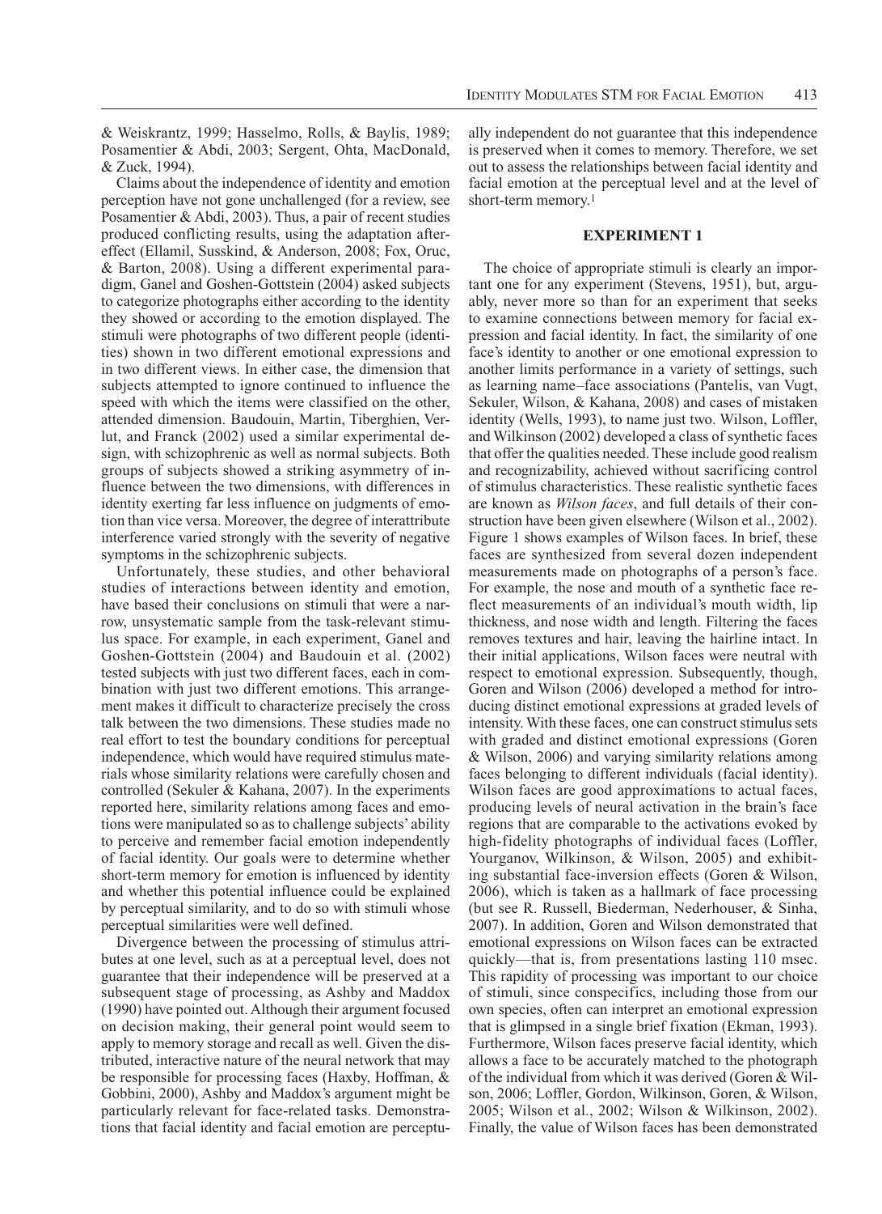& Weiskrantz, 1999; Hasselmo, Rolls, & Baylis, 1989; Posamentier & Abdi, 2003; Sergent, Ohta, MacDonald, & Zuck, 1994).

Claims about the independence of identity and emotion perception have not gone unchallenged (for a review, see Posamentier & Abdi, 2003). Thus, a pair of recent studies produced conflicting results, using the adaptation aftereffect (Ellamil, Susskind, & Anderson, 2008; Fox, Oruc, & Barton, 2008). Using a different experimental paradigm, Ganel and Goshen-Gottstein (2004) asked subjects to categorize photographs either according to the identity they showed or according to the emotion displayed. The stimuli were photographs of two different people (identities) shown in two different emotional expressions and in two different views. In either case, the dimension that subjects attempted to ignore continued to influence the speed with which the items were classified on the other, attended dimension. Baudouin, Martin, Tiberghien, Verlut, and Franck (2002) used a similar experimental design, with schizophrenic as well as normal subjects. Both groups of subjects showed a striking asymmetry of influence between the two dimensions, with differences in identity exerting far less influence on judgments of emotion than vice versa. Moreover, the degree of interattribute interference varied strongly with the severity of negative symptoms in the schizophrenic subjects.

Unfortunately, these studies, and other behavioral studies of interactions between identity and emotion, have based their conclusions on stimuli that were a narrow, unsystematic sample from the task-relevant stimulus space. For example, in each experiment, Ganel and Goshen-Gottstein (2004) and Baudouin et al. (2002) tested subjects with just two different faces, each in combination with just two different emotions. This arrangement makes it difficult to characterize precisely the cross talk between the two dimensions. These studies made no real effort to test the boundary conditions for perceptual independence, which would have required stimulus materials whose similarity relations were carefully chosen and controlled (Sekuler & Kahana, 2007). In the experiments reported here, similarity relations among faces and emotions were manipulated so as to challenge subjects' ability to perceive and remember facial emotion independently of facial identity. Our goals were to determine whether short-term memory for emotion is influenced by identity and whether this potential influence could be explained by perceptual similarity, and to do so with stimuli whose perceptual similarities were well defined.

Divergence between the processing of stimulus attributes at one level, such as at a perceptual level, does not guarantee that their independence will be preserved at a subsequent stage of processing, as Ashby and Maddox (1990) have pointed out. Although their argument focused on decision making, their general point would seem to apply to memory storage and recall as well. Given the distributed, interactive nature of the neural network that may be responsible for processing faces (Haxby, Hoffman, & Gobbini, 2000), Ashby and Maddox's argument might be particularly relevant for face-related tasks. Demonstrations that facial identity and facial emotion are perceptually independent do not guarantee that this independence is preserved when it comes to memory. Therefore, we set out to assess the relationships between facial identity and facial emotion at the perceptual level and at the level of short-term memory.[1]

## EXPERIMENT 1

The choice of appropriate stimuli is clearly an important one for any experiment (Stevens, 1951), but, arguably, never more so than for an experiment that seeks to examine connections between memory for facial expression and facial identity. In fact, the similarity of one face's identity to another or one emotional expression to another limits performance in a variety of settings, such as learning name–face associations (Pantelis, van Vugt, Sekuler, Wilson, & Kahana, 2008) and cases of mistaken identity (Wells, 1993), to name just two. Wilson, Loffler, and Wilkinson (2002) developed a class of synthetic faces that offer the qualities needed. These include good realism and recognizability, achieved without sacrificing control of stimulus characteristics. These realistic synthetic faces are known as *Wilson faces*, and full details of their construction have been given elsewhere (Wilson et al., 2002). Figure 1 shows examples of Wilson faces. In brief, these faces are synthesized from several dozen independent measurements made on photographs of a person's face. For example, the nose and mouth of a synthetic face reflect measurements of an individual's mouth width, lip thickness, and nose width and length. Filtering the faces removes textures and hair, leaving the hairline intact. In their initial applications, Wilson faces were neutral with respect to emotional expression. Subsequently, though, Goren and Wilson (2006) developed a method for introducing distinct emotional expressions at graded levels of intensity. With these faces, one can construct stimulus sets with graded and distinct emotional expressions (Goren & Wilson, 2006) and varying similarity relations among faces belonging to different individuals (facial identity). Wilson faces are good approximations to actual faces, producing levels of neural activation in the brain's face regions that are comparable to the activations evoked by high-fidelity photographs of individual faces (Loffler, Yourganov, Wilkinson, & Wilson, 2005) and exhibiting substantial face-inversion effects (Goren & Wilson, 2006), which is taken as a hallmark of face processing (but see R. Russell, Biederman, Nederhouser, & Sinha, 2007). In addition, Goren and Wilson demonstrated that emotional expressions on Wilson faces can be extracted quickly—that is, from presentations lasting 110 msec. This rapidity of processing was important to our choice of stimuli, since conspecifics, including those from our own species, often can interpret an emotional expression that is glimpsed in a single brief fixation (Ekman, 1993). Furthermore, Wilson faces preserve facial identity, which allows a face to be accurately matched to the photograph of the individual from which it was derived (Goren & Wilson, 2006; Loffler, Gordon, Wilkinson, Goren, & Wilson, 2005; Wilson et al., 2002; Wilson & Wilkinson, 2002). Finally, the value of Wilson faces has been demonstrated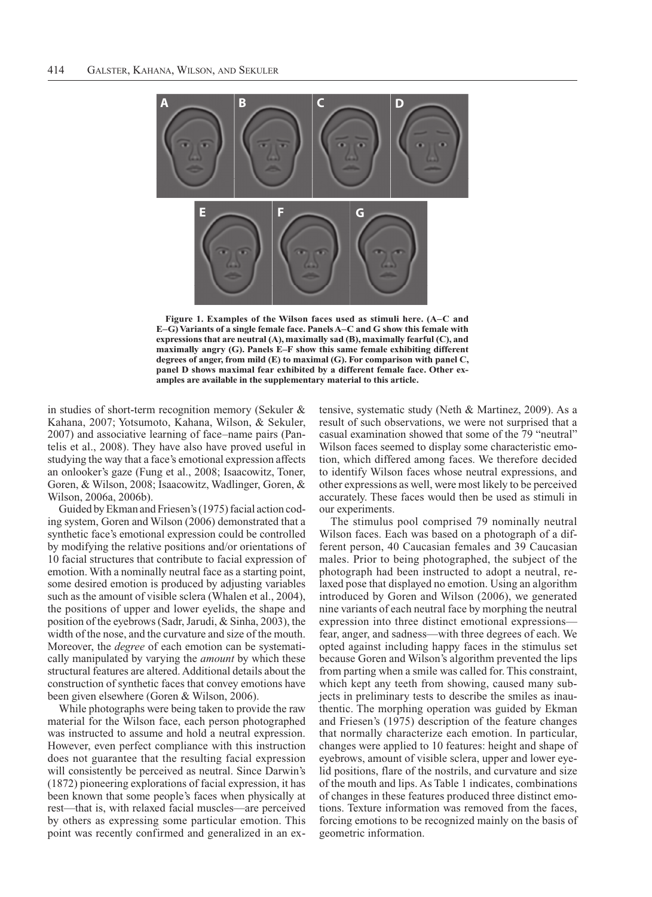Figure 1. Examples of the Wilson faces used as stimuli here. (A–C and E–G) Variants of a single female face. Panels A–C and G show this female with expressions that are neutral (A), maximally sad (B), maximally fearful (C), and maximally angry (G). Panels E–F show this same female exhibiting different degrees of anger, from mild (E) to maximal (G). For comparison with panel C, panel D shows maximal fear exhibited by a different female face. Other examples are available in the supplementary material to this article.

in studies of short-term recognition memory (Sekuler & Kahana, 2007; Yotsumoto, Kahana, Wilson, & Sekuler, 2007) and associative learning of face–name pairs (Pantelis et al., 2008). They have also have proved useful in studying the way that a face's emotional expression affects an onlooker's gaze (Fung et al., 2008; Isaacowitz, Toner, Goren, & Wilson, 2008; Isaacowitz, Wadlinger, Goren, & Wilson, 2006a, 2006b).

Guided by Ekman and Friesen's (1975) facial action coding system, Goren and Wilson (2006) demonstrated that a synthetic face's emotional expression could be controlled by modifying the relative positions and/or orientations of 10 facial structures that contribute to facial expression of emotion. With a nominally neutral face as a starting point, some desired emotion is produced by adjusting variables such as the amount of visible sclera (Whalen et al., 2004), the positions of upper and lower eyelids, the shape and position of the eyebrows (Sadr, Jarudi, & Sinha, 2003), the width of the nose, and the curvature and size of the mouth. Moreover, the *degree* of each emotion can be systematically manipulated by varying the *amount* by which these structural features are altered. Additional details about the construction of synthetic faces that convey emotions have been given elsewhere (Goren & Wilson, 2006).

While photographs were being taken to provide the raw material for the Wilson face, each person photographed was instructed to assume and hold a neutral expression. However, even perfect compliance with this instruction does not guarantee that the resulting facial expression will consistently be perceived as neutral. Since Darwin's (1872) pioneering explorations of facial expression, it has been known that some people's faces when physically at rest—that is, with relaxed facial muscles—are perceived by others as expressing some particular emotion. This point was recently confirmed and generalized in an extensive, systematic study (Neth & Martinez, 2009). As a result of such observations, we were not surprised that a casual examination showed that some of the 79 "neutral" Wilson faces seemed to display some characteristic emotion, which differed among faces. We therefore decided to identify Wilson faces whose neutral expressions, and other expressions as well, were most likely to be perceived accurately. These faces would then be used as stimuli in our experiments.

The stimulus pool comprised 79 nominally neutral Wilson faces. Each was based on a photograph of a different person, 40 Caucasian females and 39 Caucasian males. Prior to being photographed, the subject of the photograph had been instructed to adopt a neutral, relaxed pose that displayed no emotion. Using an algorithm introduced by Goren and Wilson (2006), we generated nine variants of each neutral face by morphing the neutral expression into three distinct emotional expressions—fear, anger, and sadness—with three degrees of each. We opted against including happy faces in the stimulus set because Goren and Wilson's algorithm prevented the lips from parting when a smile was called for. This constraint, which kept any teeth from showing, caused many subjects in preliminary tests to describe the smiles as inauthentic. The morphing operation was guided by Ekman and Friesen's (1975) description of the feature changes that normally characterize each emotion. In particular, changes were applied to 10 features: height and shape of eyebrows, amount of visible sclera, upper and lower eyelid positions, flare of the nostrils, and curvature and size of the mouth and lips. As Table 1 indicates, combinations of changes in these features produced three distinct emotions. Texture information was removed from the faces, forcing emotions to be recognized mainly on the basis of geometric information.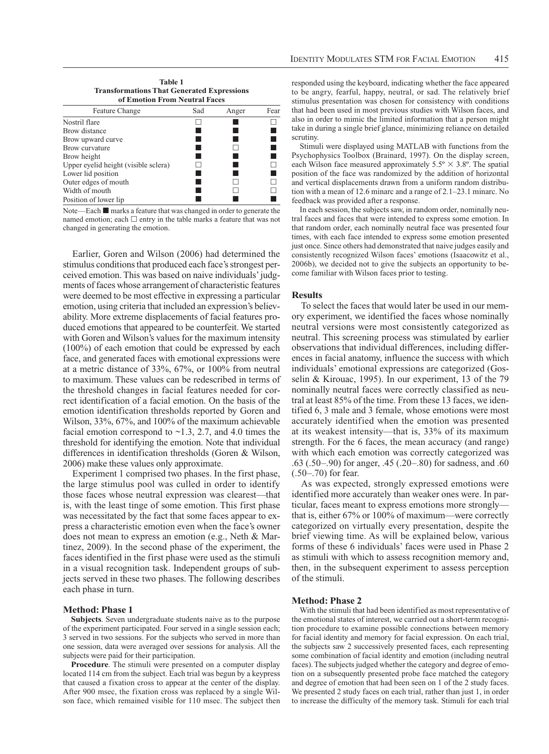**Table 1**
**Transformations That Generated Expressions of Emotion From Neutral Faces**

| Feature Change | Sad | Anger | Fear |
|---|---|---|---|
| Nostril flare | □ | ■ | □ |
| Brow distance | ■ | ■ | ■ |
| Brow upward curve | ■ | ■ | ■ |
| Brow curvature | ■ | □ | ■ |
| Brow height | ■ | ■ | ■ |
| Upper eyelid height (visible sclera) | □ | ■ | □ |
| Lower lid position | ■ | ■ | ■ |
| Outer edges of mouth | ■ | □ | □ |
| Width of mouth | ■ | □ | □ |
| Position of lower lip | ■ | ■ | ■ |

Note—Each ■ marks a feature that was changed in order to generate the named emotion; each □ entry in the table marks a feature that was not changed in generating the emotion.

Earlier, Goren and Wilson (2006) had determined the stimulus conditions that produced each face's strongest perceived emotion. This was based on naive individuals' judgments of faces whose arrangement of characteristic features were deemed to be most effective in expressing a particular emotion, using criteria that included an expression's believability. More extreme displacements of facial features produced emotions that appeared to be counterfeit. We started with Goren and Wilson's values for the maximum intensity (100%) of each emotion that could be expressed by each face, and generated faces with emotional expressions were at a metric distance of 33%, 67%, or 100% from neutral to maximum. These values can be redescribed in terms of the threshold changes in facial features needed for correct identification of a facial emotion. On the basis of the emotion identification thresholds reported by Goren and Wilson, 33%, 67%, and 100% of the maximum achievable facial emotion correspond to ~1.3, 2.7, and 4.0 times the threshold for identifying the emotion. Note that individual differences in identification thresholds (Goren & Wilson, 2006) make these values only approximate.

Experiment 1 comprised two phases. In the first phase, the large stimulus pool was culled in order to identify those faces whose neutral expression was clearest—that is, with the least tinge of some emotion. This first phase was necessitated by the fact that some faces appear to express a characteristic emotion even when the face's owner does not mean to express an emotion (e.g., Neth & Martinez, 2009). In the second phase of the experiment, the faces identified in the first phase were used as the stimuli in a visual recognition task. Independent groups of subjects served in these two phases. The following describes each phase in turn.

### Method: Phase 1

**Subjects**. Seven undergraduate students naive as to the purpose of the experiment participated. Four served in a single session each; 3 served in two sessions. For the subjects who served in more than one session, data were averaged over sessions for analysis. All the subjects were paid for their participation.

**Procedure**. The stimuli were presented on a computer display located 114 cm from the subject. Each trial was begun by a keypress that caused a fixation cross to appear at the center of the display. After 900 msec, the fixation cross was replaced by a single Wilson face, which remained visible for 110 msec. The subject then responded using the keyboard, indicating whether the face appeared to be angry, fearful, happy, neutral, or sad. The relatively brief stimulus presentation was chosen for consistency with conditions that had been used in most previous studies with Wilson faces, and also in order to mimic the limited information that a person might take in during a single brief glance, minimizing reliance on detailed scrutiny.

Stimuli were displayed using MATLAB with functions from the Psychophysics Toolbox (Brainard, 1997). On the display screen, each Wilson face measured approximately 5.5º × 3.8º. The spatial position of the face was randomized by the addition of horizontal and vertical displacements drawn from a uniform random distribution with a mean of 12.6 minarc and a range of 2.1–23.1 minarc. No feedback was provided after a response.

In each session, the subjects saw, in random order, nominally neutral faces and faces that were intended to express some emotion. In that random order, each nominally neutral face was presented four times, with each face intended to express some emotion presented just once. Since others had demonstrated that naive judges easily and consistently recognized Wilson faces' emotions (Isaacowitz et al., 2006b), we decided not to give the subjects an opportunity to become familiar with Wilson faces prior to testing.

### Results

To select the faces that would later be used in our memory experiment, we identified the faces whose nominally neutral versions were most consistently categorized as neutral. This screening process was stimulated by earlier observations that individual differences, including differences in facial anatomy, influence the success with which individuals' emotional expressions are categorized (Gosselin & Kirouac, 1995). In our experiment, 13 of the 79 nominally neutral faces were correctly classified as neutral at least 85% of the time. From these 13 faces, we identified 6, 3 male and 3 female, whose emotions were most accurately identified when the emotion was presented at its weakest intensity—that is, 33% of its maximum strength. For the 6 faces, the mean accuracy (and range) with which each emotion was correctly categorized was .63 (.50–.90) for anger, .45 (.20–.80) for sadness, and .60 (.50–.70) for fear.

As was expected, strongly expressed emotions were identified more accurately than weaker ones were. In particular, faces meant to express emotions more strongly—that is, either 67% or 100% of maximum—were correctly categorized on virtually every presentation, despite the brief viewing time. As will be explained below, various forms of these 6 individuals' faces were used in Phase 2 as stimuli with which to assess recognition memory and, then, in the subsequent experiment to assess perception of the stimuli.

### Method: Phase 2

With the stimuli that had been identified as most representative of the emotional states of interest, we carried out a short-term recognition procedure to examine possible connections between memory for facial identity and memory for facial expression. On each trial, the subjects saw 2 successively presented faces, each representing some combination of facial identity and emotion (including neutral faces). The subjects judged whether the category and degree of emotion on a subsequently presented probe face matched the category and degree of emotion that had been seen on 1 of the 2 study faces. We presented 2 study faces on each trial, rather than just 1, in order to increase the difficulty of the memory task. Stimuli for each trial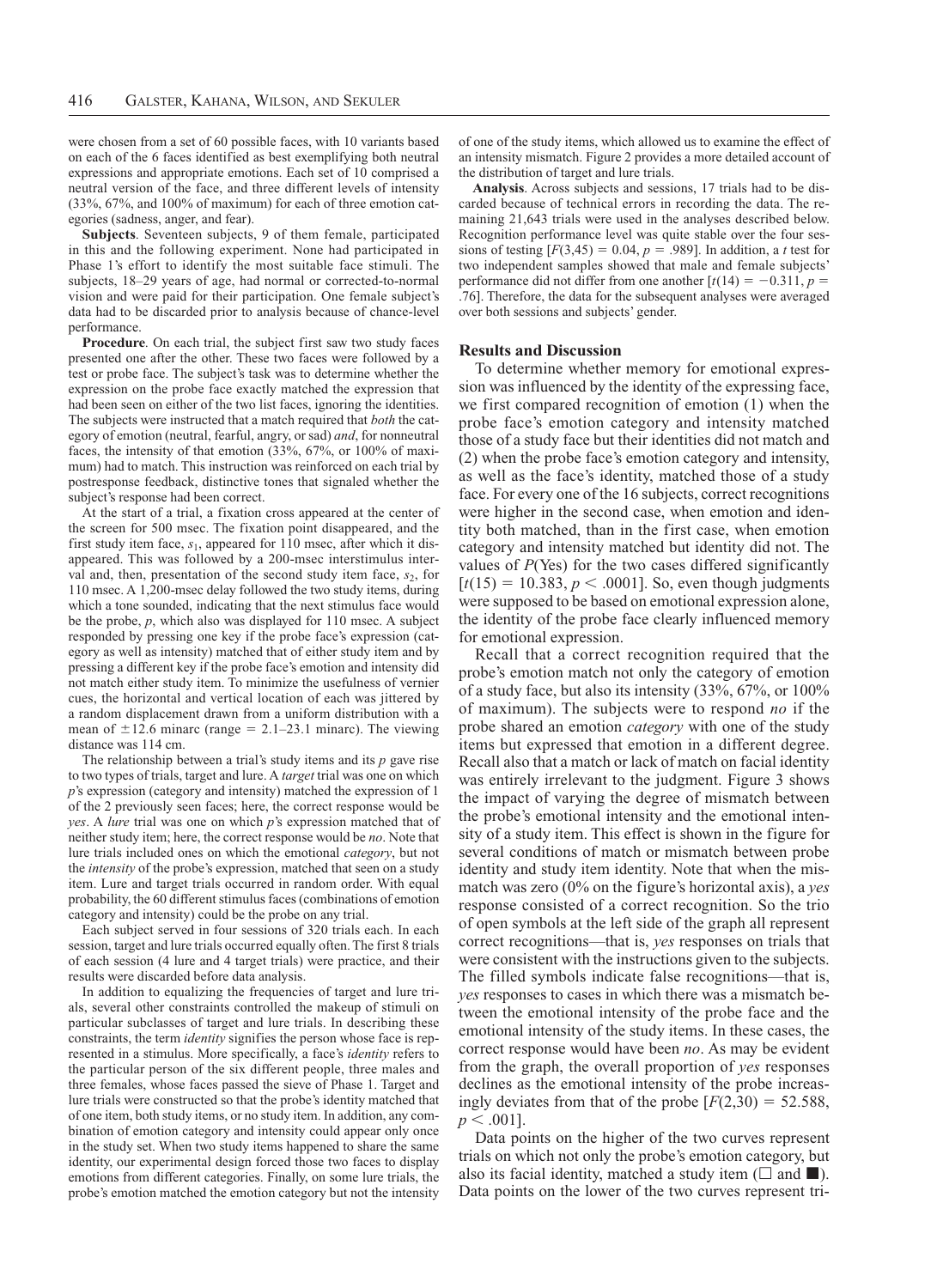were chosen from a set of 60 possible faces, with 10 variants based on each of the 6 faces identified as best exemplifying both neutral expressions and appropriate emotions. Each set of 10 comprised a neutral version of the face, and three different levels of intensity (33%, 67%, and 100% of maximum) for each of three emotion categories (sadness, anger, and fear).

**Subjects**. Seventeen subjects, 9 of them female, participated in this and the following experiment. None had participated in Phase 1's effort to identify the most suitable face stimuli. The subjects, 18–29 years of age, had normal or corrected-to-normal vision and were paid for their participation. One female subject's data had to be discarded prior to analysis because of chance-level performance.

**Procedure**. On each trial, the subject first saw two study faces presented one after the other. These two faces were followed by a test or probe face. The subject's task was to determine whether the expression on the probe face exactly matched the expression that had been seen on either of the two list faces, ignoring the identities. The subjects were instructed that a match required that *both* the category of emotion (neutral, fearful, angry, or sad) *and*, for nonneutral faces, the intensity of that emotion (33%, 67%, or 100% of maximum) had to match. This instruction was reinforced on each trial by postresponse feedback, distinctive tones that signaled whether the subject's response had been correct.

At the start of a trial, a fixation cross appeared at the center of the screen for 500 msec. The fixation point disappeared, and the first study item face, $s_1$, appeared for 110 msec, after which it disappeared. This was followed by a 200-msec interstimulus interval and, then, presentation of the second study item face, $s_2$, for 110 msec. A 1,200-msec delay followed the two study items, during which a tone sounded, indicating that the next stimulus face would be the probe, $p$, which also was displayed for 110 msec. A subject responded by pressing one key if the probe face's expression (category as well as intensity) matched that of either study item and by pressing a different key if the probe face's emotion and intensity did not match either study item. To minimize the usefulness of vernier cues, the horizontal and vertical location of each was jittered by a random displacement drawn from a uniform distribution with a mean of $\pm 12.6$ minarc (range = 2.1–23.1 minarc). The viewing distance was 114 cm.

The relationship between a trial's study items and its $p$ gave rise to two types of trials, target and lure. A *target* trial was one on which $p$'s expression (category and intensity) matched the expression of 1 of the 2 previously seen faces; here, the correct response would be *yes*. A *lure* trial was one on which $p$'s expression matched that of neither study item; here, the correct response would be *no*. Note that lure trials included ones on which the emotional *category*, but not the *intensity* of the probe's expression, matched that seen on a study item. Lure and target trials occurred in random order. With equal probability, the 60 different stimulus faces (combinations of emotion category and intensity) could be the probe on any trial.

Each subject served in four sessions of 320 trials each. In each session, target and lure trials occurred equally often. The first 8 trials of each session (4 lure and 4 target trials) were practice, and their results were discarded before data analysis.

In addition to equalizing the frequencies of target and lure trials, several other constraints controlled the makeup of stimuli on particular subclasses of target and lure trials. In describing these constraints, the term *identity* signifies the person whose face is represented in a stimulus. More specifically, a face's *identity* refers to the particular person of the six different people, three males and three females, whose faces passed the sieve of Phase 1. Target and lure trials were constructed so that the probe's identity matched that of one item, both study items, or no study item. In addition, any combination of emotion category and intensity could appear only once in the study set. When two study items happened to share the same identity, our experimental design forced those two faces to display emotions from different categories. Finally, on some lure trials, the probe's emotion matched the emotion category but not the intensity of one of the study items, which allowed us to examine the effect of an intensity mismatch. Figure 2 provides a more detailed account of the distribution of target and lure trials.

**Analysis**. Across subjects and sessions, 17 trials had to be discarded because of technical errors in recording the data. The remaining 21,643 trials were used in the analyses described below. Recognition performance level was quite stable over the four sessions of testing [$F(3,45) = 0.04$, $p = .989$]. In addition, a $t$ test for two independent samples showed that male and female subjects' performance did not differ from one another [$t(14) = -0.311$, $p = .76$]. Therefore, the data for the subsequent analyses were averaged over both sessions and subjects' gender.

## Results and Discussion

To determine whether memory for emotional expression was influenced by the identity of the expressing face, we first compared recognition of emotion (1) when the probe face's emotion category and intensity matched those of a study face but their identities did not match and (2) when the probe face's emotion category and intensity, as well as the face's identity, matched those of a study face. For every one of the 16 subjects, correct recognitions were higher in the second case, when emotion and identity both matched, than in the first case, when emotion category and intensity matched but identity did not. The values of $P$(Yes) for the two cases differed significantly [$t(15) = 10.383$, $p < .0001$]. So, even though judgments were supposed to be based on emotional expression alone, the identity of the probe face clearly influenced memory for emotional expression.

Recall that a correct recognition required that the probe's emotion match not only the category of emotion of a study face, but also its intensity (33%, 67%, or 100% of maximum). The subjects were to respond *no* if the probe shared an emotion *category* with one of the study items but expressed that emotion in a different degree. Recall also that a match or lack of match on facial identity was entirely irrelevant to the judgment. Figure 3 shows the impact of varying the degree of mismatch between the probe's emotional intensity and the emotional intensity of a study item. This effect is shown in the figure for several conditions of match or mismatch between probe identity and study item identity. Note that when the mismatch was zero (0% on the figure's horizontal axis), a *yes* response consisted of a correct recognition. So the trio of open symbols at the left side of the graph all represent correct recognitions—that is, *yes* responses on trials that were consistent with the instructions given to the subjects. The filled symbols indicate false recognitions—that is, *yes* responses to cases in which there was a mismatch between the emotional intensity of the probe face and the emotional intensity of the study items. In these cases, the correct response would have been *no*. As may be evident from the graph, the overall proportion of *yes* responses declines as the emotional intensity of the probe increasingly deviates from that of the probe [$F(2,30) = 52.588$, $p < .001$].

Data points on the higher of the two curves represent trials on which not only the probe's emotion category, but also its facial identity, matched a study item (□ and ■). Data points on the lower of the two curves represent tri-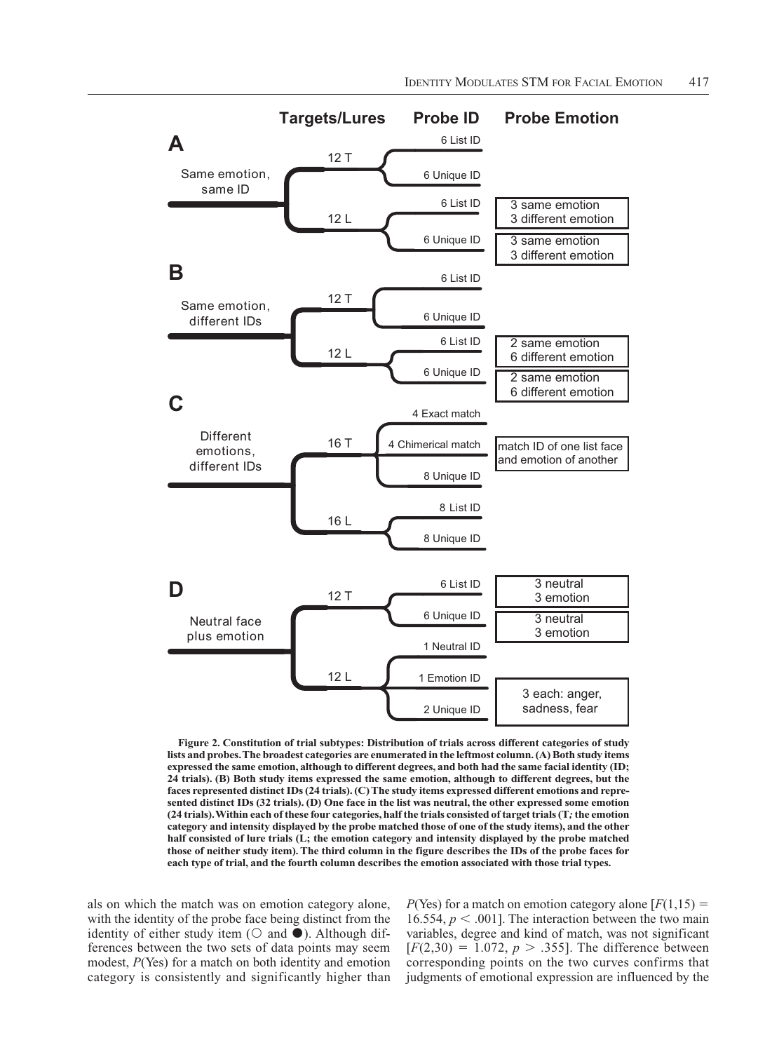**Figure 2. Constitution of trial subtypes: Distribution of trials across different categories of study lists and probes. The broadest categories are enumerated in the leftmost column. (A) Both study items expressed the same emotion, although to different degrees, and both had the same facial identity (ID; 24 trials). (B) Both study items expressed the same emotion, although to different degrees, but the faces represented distinct IDs (24 trials). (C) The study items expressed different emotions and represented distinct IDs (32 trials). (D) One face in the list was neutral, the other expressed some emotion (24 trials). Within each of these four categories, half the trials consisted of target trials (T; the emotion category and intensity displayed by the probe matched those of one of the study items), and the other half consisted of lure trials (L; the emotion category and intensity displayed by the probe matched those of neither study item). The third column in the figure describes the IDs of the probe faces for each type of trial, and the fourth column describes the emotion associated with those trial types.**

als on which the match was on emotion category alone, with the identity of the probe face being distinct from the identity of either study item (○ and ●). Although differences between the two sets of data points may seem modest, *P*(Yes) for a match on both identity and emotion category is consistently and significantly higher than *P*(Yes) for a match on emotion category alone [$F(1,15) = 16.554$, $p < .001$]. The interaction between the two main variables, degree and kind of match, was not significant [$F(2,30) = 1.072$, $p > .355$]. The difference between corresponding points on the two curves confirms that judgments of emotional expression are influenced by the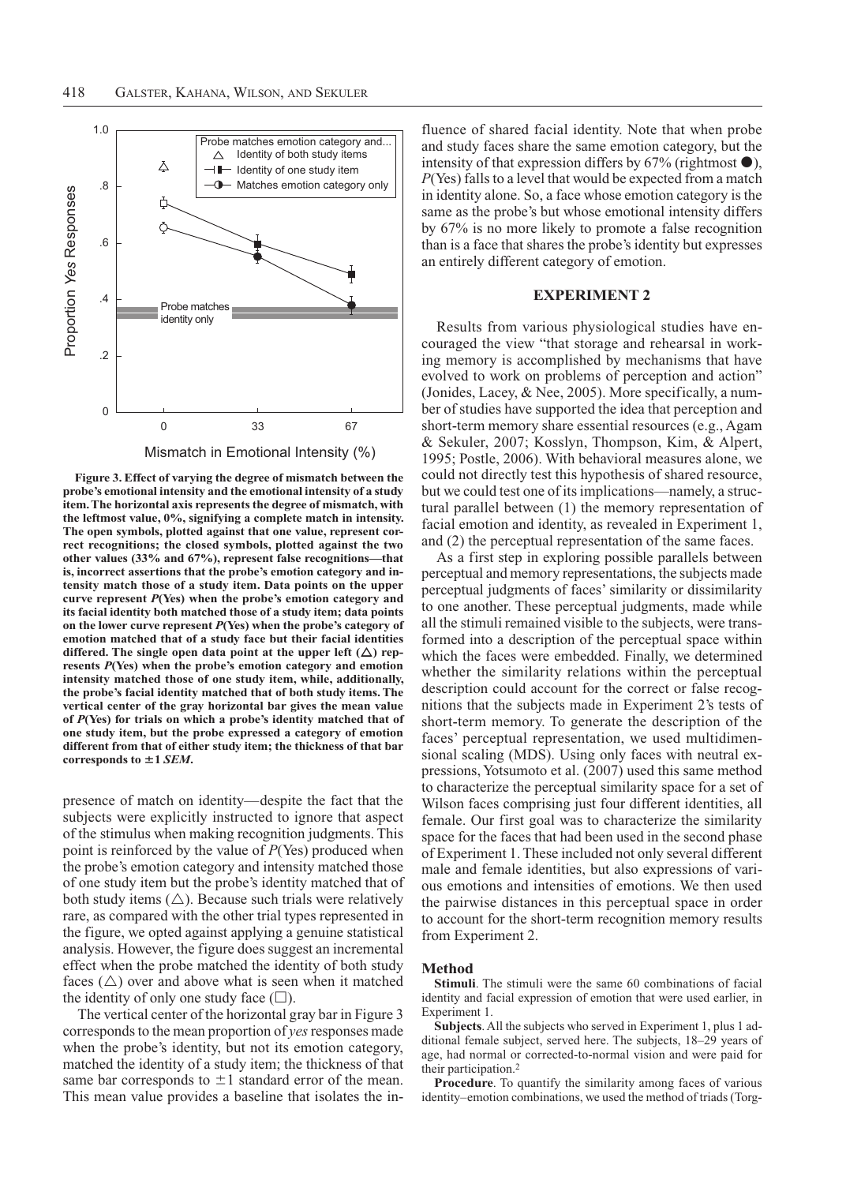**Figure 3. Effect of varying the degree of mismatch between the probe's emotional intensity and the emotional intensity of a study item. The horizontal axis represents the degree of mismatch, with the leftmost value, 0%, signifying a complete match in intensity. The open symbols, plotted against that one value, represent correct recognitions; the closed symbols, plotted against the two other values (33% and 67%), represent false recognitions—that is, incorrect assertions that the probe's emotion category and intensity match those of a study item. Data points on the upper curve represent *P*(Yes) when the probe's emotion category and its facial identity both matched those of a study item; data points on the lower curve represent *P*(Yes) when the probe's category of emotion matched that of a study face but their facial identities differed. The single open data point at the upper left (△) represents *P*(Yes) when the probe's emotion category and emotion intensity matched those of one study item, while, additionally, the probe's facial identity matched that of both study items. The vertical center of the gray horizontal bar gives the mean value of *P*(Yes) for trials on which a probe's identity matched that of one study item, but the probe expressed a category of emotion different from that of either study item; the thickness of that bar corresponds to ±1 *SEM*.**

presence of match on identity—despite the fact that the subjects were explicitly instructed to ignore that aspect of the stimulus when making recognition judgments. This point is reinforced by the value of *P*(Yes) produced when the probe's emotion category and intensity matched those of one study item but the probe's identity matched that of both study items (△). Because such trials were relatively rare, as compared with the other trial types represented in the figure, we opted against applying a genuine statistical analysis. However, the figure does suggest an incremental effect when the probe matched the identity of both study faces (△) over and above what is seen when it matched the identity of only one study face (□).

The vertical center of the horizontal gray bar in Figure 3 corresponds to the mean proportion of *yes* responses made when the probe's identity, but not its emotion category, matched the identity of a study item; the thickness of that same bar corresponds to ±1 standard error of the mean. This mean value provides a baseline that isolates the influence of shared facial identity. Note that when probe and study faces share the same emotion category, but the intensity of that expression differs by 67% (rightmost ●), *P*(Yes) falls to a level that would be expected from a match in identity alone. So, a face whose emotion category is the same as the probe's but whose emotional intensity differs by 67% is no more likely to promote a false recognition than is a face that shares the probe's identity but expresses an entirely different category of emotion.

## EXPERIMENT 2

Results from various physiological studies have encouraged the view "that storage and rehearsal in working memory is accomplished by mechanisms that have evolved to work on problems of perception and action" (Jonides, Lacey, & Nee, 2005). More specifically, a number of studies have supported the idea that perception and short-term memory share essential resources (e.g., Agam & Sekuler, 2007; Kosslyn, Thompson, Kim, & Alpert, 1995; Postle, 2006). With behavioral measures alone, we could not directly test this hypothesis of shared resource, but we could test one of its implications—namely, a structural parallel between (1) the memory representation of facial emotion and identity, as revealed in Experiment 1, and (2) the perceptual representation of the same faces.

As a first step in exploring possible parallels between perceptual and memory representations, the subjects made perceptual judgments of faces' similarity or dissimilarity to one another. These perceptual judgments, made while all the stimuli remained visible to the subjects, were transformed into a description of the perceptual space within which the faces were embedded. Finally, we determined whether the similarity relations within the perceptual description could account for the correct or false recognitions that the subjects made in Experiment 2's tests of short-term memory. To generate the description of the faces' perceptual representation, we used multidimensional scaling (MDS). Using only faces with neutral expressions, Yotsumoto et al. (2007) used this same method to characterize the perceptual similarity space for a set of Wilson faces comprising just four different identities, all female. Our first goal was to characterize the similarity space for the faces that had been used in the second phase of Experiment 1. These included not only several different male and female identities, but also expressions of various emotions and intensities of emotions. We then used the pairwise distances in this perceptual space in order to account for the short-term recognition memory results from Experiment 2.

### Method

**Stimuli**. The stimuli were the same 60 combinations of facial identity and facial expression of emotion that were used earlier, in Experiment 1.

**Subjects**. All the subjects who served in Experiment 1, plus 1 additional female subject, served here. The subjects, 18–29 years of age, had normal or corrected-to-normal vision and were paid for their participation.[2]

**Procedure**. To quantify the similarity among faces of various identity–emotion combinations, we used the method of triads (Torg-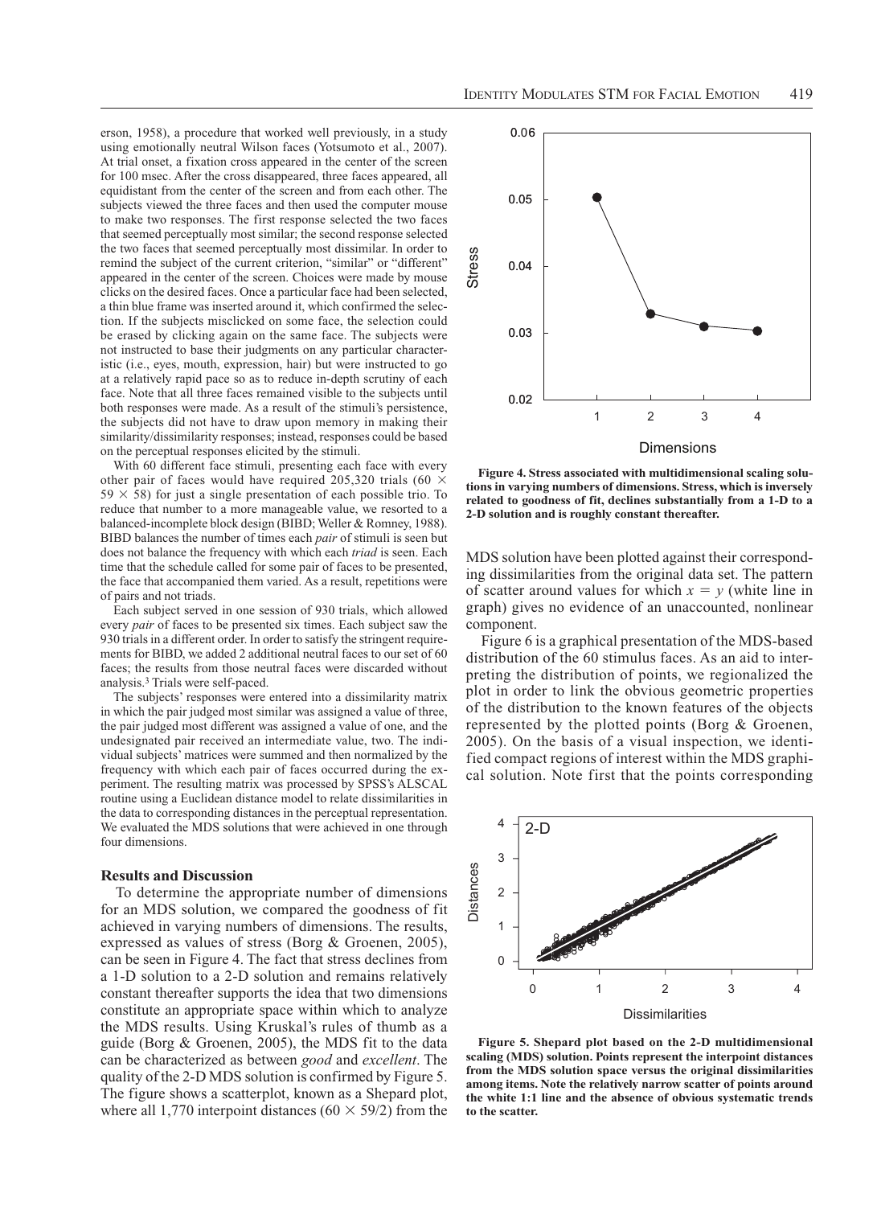erson, 1958), a procedure that worked well previously, in a study using emotionally neutral Wilson faces (Yotsumoto et al., 2007). At trial onset, a fixation cross appeared in the center of the screen for 100 msec. After the cross disappeared, three faces appeared, all equidistant from the center of the screen and from each other. The subjects viewed the three faces and then used the computer mouse to make two responses. The first response selected the two faces that seemed perceptually most similar; the second response selected the two faces that seemed perceptually most dissimilar. In order to remind the subject of the current criterion, "similar" or "different" appeared in the center of the screen. Choices were made by mouse clicks on the desired faces. Once a particular face had been selected, a thin blue frame was inserted around it, which confirmed the selection. If the subjects misclicked on some face, the selection could be erased by clicking again on the same face. The subjects were not instructed to base their judgments on any particular characteristic (i.e., eyes, mouth, expression, hair) but were instructed to go at a relatively rapid pace so as to reduce in-depth scrutiny of each face. Note that all three faces remained visible to the subjects until both responses were made. As a result of the stimuli's persistence, the subjects did not have to draw upon memory in making their similarity/dissimilarity responses; instead, responses could be based on the perceptual responses elicited by the stimuli.

With 60 different face stimuli, presenting each face with every other pair of faces would have required 205,320 trials ($60 \times 59 \times 58$) for just a single presentation of each possible trio. To reduce that number to a more manageable value, we resorted to a balanced-incomplete block design (BIBD; Weller & Romney, 1988). BIBD balances the number of times each *pair* of stimuli is seen but does not balance the frequency with which each *triad* is seen. Each time that the schedule called for some pair of faces to be presented, the face that accompanied them varied. As a result, repetitions were of pairs and not triads.

Each subject served in one session of 930 trials, which allowed every *pair* of faces to be presented six times. Each subject saw the 930 trials in a different order. In order to satisfy the stringent requirements for BIBD, we added 2 additional neutral faces to our set of 60 faces; the results from those neutral faces were discarded without analysis.[3] Trials were self-paced.

The subjects' responses were entered into a dissimilarity matrix in which the pair judged most similar was assigned a value of three, the pair judged most different was assigned a value of one, and the undesignated pair received an intermediate value, two. The individual subjects' matrices were summed and then normalized by the frequency with which each pair of faces occurred during the experiment. The resulting matrix was processed by SPSS's ALSCAL routine using a Euclidean distance model to relate dissimilarities in the data to corresponding distances in the perceptual representation. We evaluated the MDS solutions that were achieved in one through four dimensions.

### Results and Discussion

To determine the appropriate number of dimensions for an MDS solution, we compared the goodness of fit achieved in varying numbers of dimensions. The results, expressed as values of stress (Borg & Groenen, 2005), can be seen in Figure 4. The fact that stress declines from a 1-D solution to a 2-D solution and remains relatively constant thereafter supports the idea that two dimensions constitute an appropriate space within which to analyze the MDS results. Using Kruskal's rules of thumb as a guide (Borg & Groenen, 2005), the MDS fit to the data can be characterized as between *good* and *excellent*. The quality of the 2-D MDS solution is confirmed by Figure 5. The figure shows a scatterplot, known as a Shepard plot, where all 1,770 interpoint distances ($60 \times 59/2$) from the MDS solution have been plotted against their corresponding dissimilarities from the original data set. The pattern of scatter around values for which $x = y$ (white line in graph) gives no evidence of an unaccounted, nonlinear component.

**Figure 4. Stress associated with multidimensional scaling solutions in varying numbers of dimensions. Stress, which is inversely related to goodness of fit, declines substantially from a 1-D to a 2-D solution and is roughly constant thereafter.**

Figure 6 is a graphical presentation of the MDS-based distribution of the 60 stimulus faces. As an aid to interpreting the distribution of points, we regionalized the plot in order to link the obvious geometric properties of the distribution to the known features of the objects represented by the plotted points (Borg & Groenen, 2005). On the basis of a visual inspection, we identified compact regions of interest within the MDS graphical solution. Note first that the points corresponding

**Figure 5. Shepard plot based on the 2-D multidimensional scaling (MDS) solution. Points represent the interpoint distances from the MDS solution space versus the original dissimilarities among items. Note the relatively narrow scatter of points around the white 1:1 line and the absence of obvious systematic trends to the scatter.**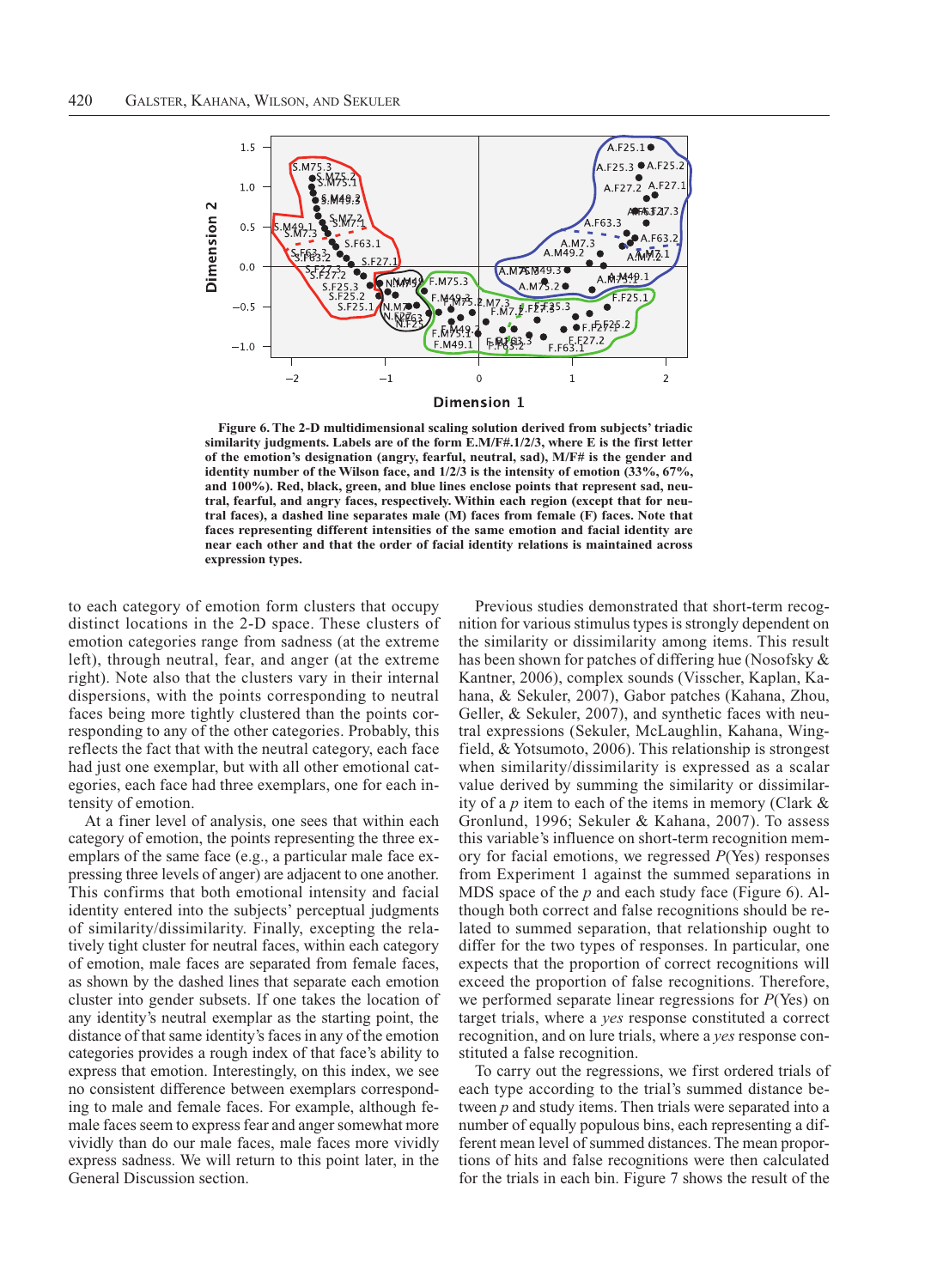Dimension 2

1.5

1.0

0.5

0.0

−0.5

−1.0

−2

−1

0

1

2

Dimension 1

S.M75.3 S.M75.2 S.M75.1 S.M49.3 S.M49.2 S.M49.1 S.M7.3 S.M7.2 S.M7.1 S.F63.1 S.F63.3 S.F63.2 S.F27.1 S.F27.3 S.F27.2 S.F25.3 S.F25.2 S.F25.1

N.M49 N.M75 N.M7 N.F63 N.F25 N.F27

F.M75.3 F.M49.3 F.M75.2 F.M7.3 F.M7.2 F.F25.3 F.F27.3 F.M49.2 F.M75.1 F.M49.1 F.M63.3 F.F63.2 F.F63.1 F.F25.2 F.F27.2 F.F25.1

A.F25.1 A.F25.3 A.F25.2 A.F27.2 A.F27.1 A.F63.2 A.F27.3 A.F63.3 A.F63.2 A.M7.3 A.M49.2 A.M7.2 A.M7.1 A.M75.3 A.M49.3 A.M75.2 A.M49.1

**Figure 6. The 2-D multidimensional scaling solution derived from subjects' triadic similarity judgments. Labels are of the form E.M/F#.1/2/3, where E is the first letter of the emotion's designation (angry, fearful, neutral, sad), M/F# is the gender and identity number of the Wilson face, and 1/2/3 is the intensity of emotion (33%, 67%, and 100%). Red, black, green, and blue lines enclose points that represent sad, neutral, fearful, and angry faces, respectively. Within each region (except that for neutral faces), a dashed line separates male (M) faces from female (F) faces. Note that faces representing different intensities of the same emotion and facial identity are near each other and that the order of facial identity relations is maintained across expression types.**

to each category of emotion form clusters that occupy distinct locations in the 2-D space. These clusters of emotion categories range from sadness (at the extreme left), through neutral, fear, and anger (at the extreme right). Note also that the clusters vary in their internal dispersions, with the points corresponding to neutral faces being more tightly clustered than the points corresponding to any of the other categories. Probably, this reflects the fact that with the neutral category, each face had just one exemplar, but with all other emotional categories, each face had three exemplars, one for each intensity of emotion.

At a finer level of analysis, one sees that within each category of emotion, the points representing the three exemplars of the same face (e.g., a particular male face expressing three levels of anger) are adjacent to one another. This confirms that both emotional intensity and facial identity entered into the subjects' perceptual judgments of similarity/dissimilarity. Finally, excepting the relatively tight cluster for neutral faces, within each category of emotion, male faces are separated from female faces, as shown by the dashed lines that separate each emotion cluster into gender subsets. If one takes the location of any identity's neutral exemplar as the starting point, the distance of that same identity's faces in any of the emotion categories provides a rough index of that face's ability to express that emotion. Interestingly, on this index, we see no consistent difference between exemplars corresponding to male and female faces. For example, although female faces seem to express fear and anger somewhat more vividly than do our male faces, male faces more vividly express sadness. We will return to this point later, in the General Discussion section.

Previous studies demonstrated that short-term recognition for various stimulus types is strongly dependent on the similarity or dissimilarity among items. This result has been shown for patches of differing hue (Nosofsky & Kantner, 2006), complex sounds (Visscher, Kaplan, Kahana, & Sekuler, 2007), Gabor patches (Kahana, Zhou, Geller, & Sekuler, 2007), and synthetic faces with neutral expressions (Sekuler, McLaughlin, Kahana, Wingfield, & Yotsumoto, 2006). This relationship is strongest when similarity/dissimilarity is expressed as a scalar value derived by summing the similarity or dissimilarity of a *p* item to each of the items in memory (Clark & Gronlund, 1996; Sekuler & Kahana, 2007). To assess this variable's influence on short-term recognition memory for facial emotions, we regressed *P*(Yes) responses from Experiment 1 against the summed separations in MDS space of the *p* and each study face (Figure 6). Although both correct and false recognitions should be related to summed separation, that relationship ought to differ for the two types of responses. In particular, one expects that the proportion of correct recognitions will exceed the proportion of false recognitions. Therefore, we performed separate linear regressions for *P*(Yes) on target trials, where a *yes* response constituted a correct recognition, and on lure trials, where a *yes* response constituted a false recognition.

To carry out the regressions, we first ordered trials of each type according to the trial's summed distance between *p* and study items. Then trials were separated into a number of equally populous bins, each representing a different mean level of summed distances. The mean proportions of hits and false recognitions were then calculated for the trials in each bin. Figure 7 shows the result of the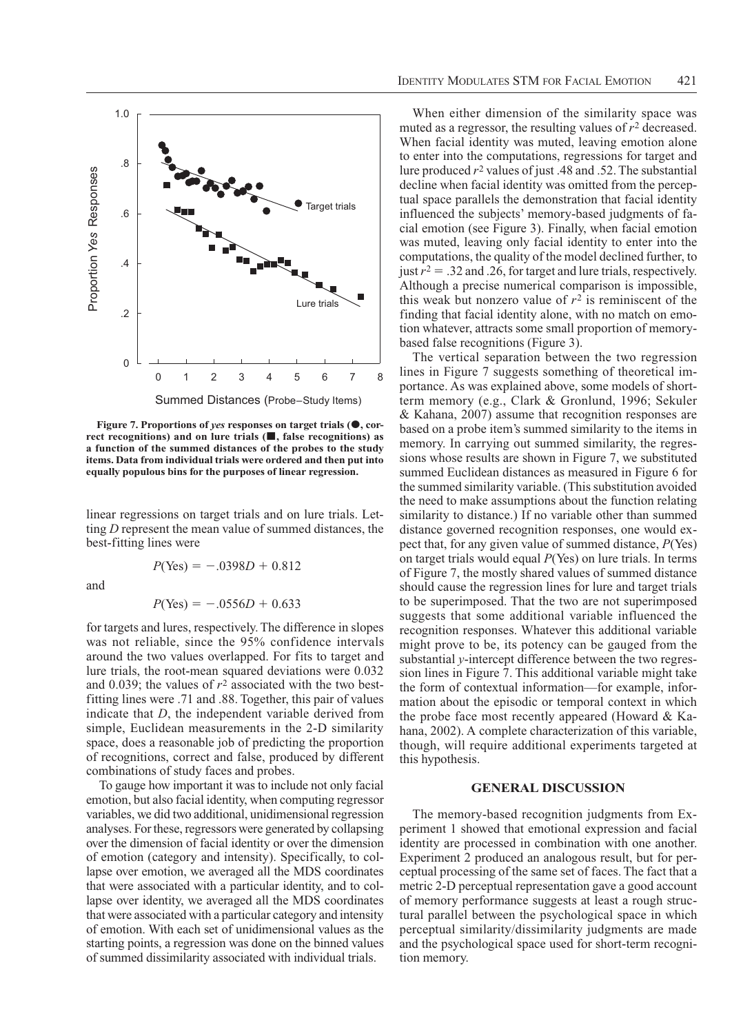**Figure 7. Proportions of *yes* responses on target trials (●, correct recognitions) and on lure trials (■, false recognitions) as a function of the summed distances of the probes to the study items. Data from individual trials were ordered and then put into equally populous bins for the purposes of linear regression.**

linear regressions on target trials and on lure trials. Letting $D$ represent the mean value of summed distances, the best-fitting lines were

$$P(\text{Yes}) = -.0398D + 0.812$$

and

$$P(\text{Yes}) = -.0556D + 0.633$$

for targets and lures, respectively. The difference in slopes was not reliable, since the 95% confidence intervals around the two values overlapped. For fits to target and lure trials, the root-mean squared deviations were 0.032 and 0.039; the values of $r^2$ associated with the two best-fitting lines were .71 and .88. Together, this pair of values indicate that $D$, the independent variable derived from simple, Euclidean measurements in the 2-D similarity space, does a reasonable job of predicting the proportion of recognitions, correct and false, produced by different combinations of study faces and probes.

To gauge how important it was to include not only facial emotion, but also facial identity, when computing regressor variables, we did two additional, unidimensional regression analyses. For these, regressors were generated by collapsing over the dimension of facial identity or over the dimension of emotion (category and intensity). Specifically, to collapse over emotion, we averaged all the MDS coordinates that were associated with a particular identity, and to collapse over identity, we averaged all the MDS coordinates that were associated with a particular category and intensity of emotion. With each set of unidimensional values as the starting points, a regression was done on the binned values of summed dissimilarity associated with individual trials.

When either dimension of the similarity space was muted as a regressor, the resulting values of $r^2$ decreased. When facial identity was muted, leaving emotion alone to enter into the computations, regressions for target and lure produced $r^2$ values of just .48 and .52. The substantial decline when facial identity was omitted from the perceptual space parallels the demonstration that facial identity influenced the subjects' memory-based judgments of facial emotion (see Figure 3). Finally, when facial emotion was muted, leaving only facial identity to enter into the computations, the quality of the model declined further, to just $r^2 = .32$ and .26, for target and lure trials, respectively. Although a precise numerical comparison is impossible, this weak but nonzero value of $r^2$ is reminiscent of the finding that facial identity alone, with no match on emotion whatever, attracts some small proportion of memory-based false recognitions (Figure 3).

The vertical separation between the two regression lines in Figure 7 suggests something of theoretical importance. As was explained above, some models of short-term memory (e.g., Clark & Gronlund, 1996; Sekuler & Kahana, 2007) assume that recognition responses are based on a probe item's summed similarity to the items in memory. In carrying out summed similarity, the regressions whose results are shown in Figure 7, we substituted summed Euclidean distances as measured in Figure 6 for the summed similarity variable. (This substitution avoided the need to make assumptions about the function relating similarity to distance.) If no variable other than summed distance governed recognition responses, one would expect that, for any given value of summed distance, $P$(Yes) on target trials would equal $P$(Yes) on lure trials. In terms of Figure 7, the mostly shared values of summed distance should cause the regression lines for lure and target trials to be superimposed. That the two are not superimposed suggests that some additional variable influenced the recognition responses. Whatever this additional variable might prove to be, its potency can be gauged from the substantial $y$-intercept difference between the two regression lines in Figure 7. This additional variable might take the form of contextual information—for example, information about the episodic or temporal context in which the probe face most recently appeared (Howard & Kahana, 2002). A complete characterization of this variable, though, will require additional experiments targeted at this hypothesis.

## GENERAL DISCUSSION

The memory-based recognition judgments from Experiment 1 showed that emotional expression and facial identity are processed in combination with one another. Experiment 2 produced an analogous result, but for perceptual processing of the same set of faces. The fact that a metric 2-D perceptual representation gave a good account of memory performance suggests at least a rough structural parallel between the psychological space in which perceptual similarity/dissimilarity judgments are made and the psychological space used for short-term recognition memory.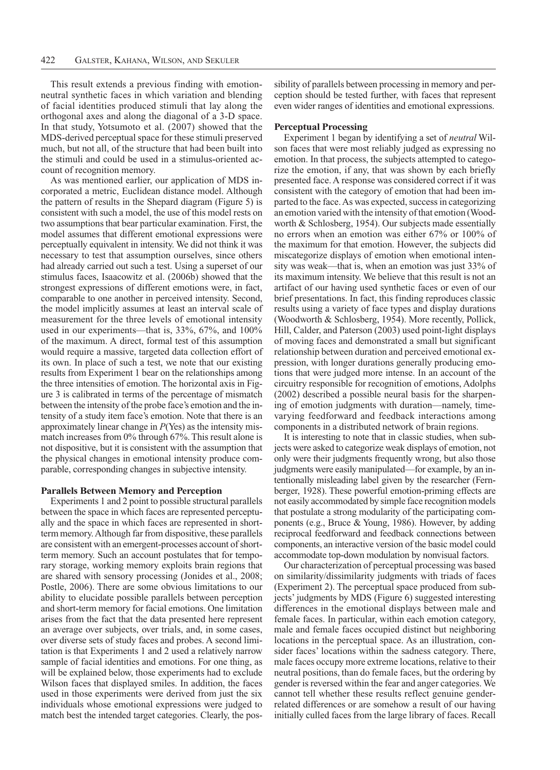This result extends a previous finding with emotion-neutral synthetic faces in which variation and blending of facial identities produced stimuli that lay along the orthogonal axes and along the diagonal of a 3-D space. In that study, Yotsumoto et al. (2007) showed that the MDS-derived perceptual space for these stimuli preserved much, but not all, of the structure that had been built into the stimuli and could be used in a stimulus-oriented account of recognition memory.

As was mentioned earlier, our application of MDS incorporated a metric, Euclidean distance model. Although the pattern of results in the Shepard diagram (Figure 5) is consistent with such a model, the use of this model rests on two assumptions that bear particular examination. First, the model assumes that different emotional expressions were perceptually equivalent in intensity. We did not think it was necessary to test that assumption ourselves, since others had already carried out such a test. Using a superset of our stimulus faces, Isaacowitz et al. (2006b) showed that the strongest expressions of different emotions were, in fact, comparable to one another in perceived intensity. Second, the model implicitly assumes at least an interval scale of measurement for the three levels of emotional intensity used in our experiments—that is, 33%, 67%, and 100% of the maximum. A direct, formal test of this assumption would require a massive, targeted data collection effort of its own. In place of such a test, we note that our existing results from Experiment 1 bear on the relationships among the three intensities of emotion. The horizontal axis in Figure 3 is calibrated in terms of the percentage of mismatch between the intensity of the probe face's emotion and the intensity of a study item face's emotion. Note that there is an approximately linear change in *P*(Yes) as the intensity mismatch increases from 0% through 67%. This result alone is not dispositive, but it is consistent with the assumption that the physical changes in emotional intensity produce comparable, corresponding changes in subjective intensity.

### Parallels Between Memory and Perception

Experiments 1 and 2 point to possible structural parallels between the space in which faces are represented perceptually and the space in which faces are represented in short-term memory. Although far from dispositive, these parallels are consistent with an emergent-processes account of short-term memory. Such an account postulates that for temporary storage, working memory exploits brain regions that are shared with sensory processing (Jonides et al., 2008; Postle, 2006). There are some obvious limitations to our ability to elucidate possible parallels between perception and short-term memory for facial emotions. One limitation arises from the fact that the data presented here represent an average over subjects, over trials, and, in some cases, over diverse sets of study faces and probes. A second limitation is that Experiments 1 and 2 used a relatively narrow sample of facial identities and emotions. For one thing, as will be explained below, those experiments had to exclude Wilson faces that displayed smiles. In addition, the faces used in those experiments were derived from just the six individuals whose emotional expressions were judged to match best the intended target categories. Clearly, the possibility of parallels between processing in memory and perception should be tested further, with faces that represent even wider ranges of identities and emotional expressions.

### Perceptual Processing

Experiment 1 began by identifying a set of *neutral* Wilson faces that were most reliably judged as expressing no emotion. In that process, the subjects attempted to categorize the emotion, if any, that was shown by each briefly presented face. A response was considered correct if it was consistent with the category of emotion that had been imparted to the face. As was expected, success in categorizing an emotion varied with the intensity of that emotion (Woodworth & Schlosberg, 1954). Our subjects made essentially no errors when an emotion was either 67% or 100% of the maximum for that emotion. However, the subjects did miscategorize displays of emotion when emotional intensity was weak—that is, when an emotion was just 33% of its maximum intensity. We believe that this result is not an artifact of our having used synthetic faces or even of our brief presentations. In fact, this finding reproduces classic results using a variety of face types and display durations (Woodworth & Schlosberg, 1954). More recently, Pollick, Hill, Calder, and Paterson (2003) used point-light displays of moving faces and demonstrated a small but significant relationship between duration and perceived emotional expression, with longer durations generally producing emotions that were judged more intense. In an account of the circuitry responsible for recognition of emotions, Adolphs (2002) described a possible neural basis for the sharpening of emotion judgments with duration—namely, time-varying feedforward and feedback interactions among components in a distributed network of brain regions.

It is interesting to note that in classic studies, when subjects were asked to categorize weak displays of emotion, not only were their judgments frequently wrong, but also those judgments were easily manipulated—for example, by an intentionally misleading label given by the researcher (Fernberger, 1928). These powerful emotion-priming effects are not easily accommodated by simple face recognition models that postulate a strong modularity of the participating components (e.g., Bruce & Young, 1986). However, by adding reciprocal feedforward and feedback connections between components, an interactive version of the basic model could accommodate top-down modulation by nonvisual factors.

Our characterization of perceptual processing was based on similarity/dissimilarity judgments with triads of faces (Experiment 2). The perceptual space produced from subjects' judgments by MDS (Figure 6) suggested interesting differences in the emotional displays between male and female faces. In particular, within each emotion category, male and female faces occupied distinct but neighboring locations in the perceptual space. As an illustration, consider faces' locations within the sadness category. There, male faces occupy more extreme locations, relative to their neutral positions, than do female faces, but the ordering by gender is reversed within the fear and anger categories. We cannot tell whether these results reflect genuine gender-related differences or are somehow a result of our having initially culled faces from the large library of faces. Recall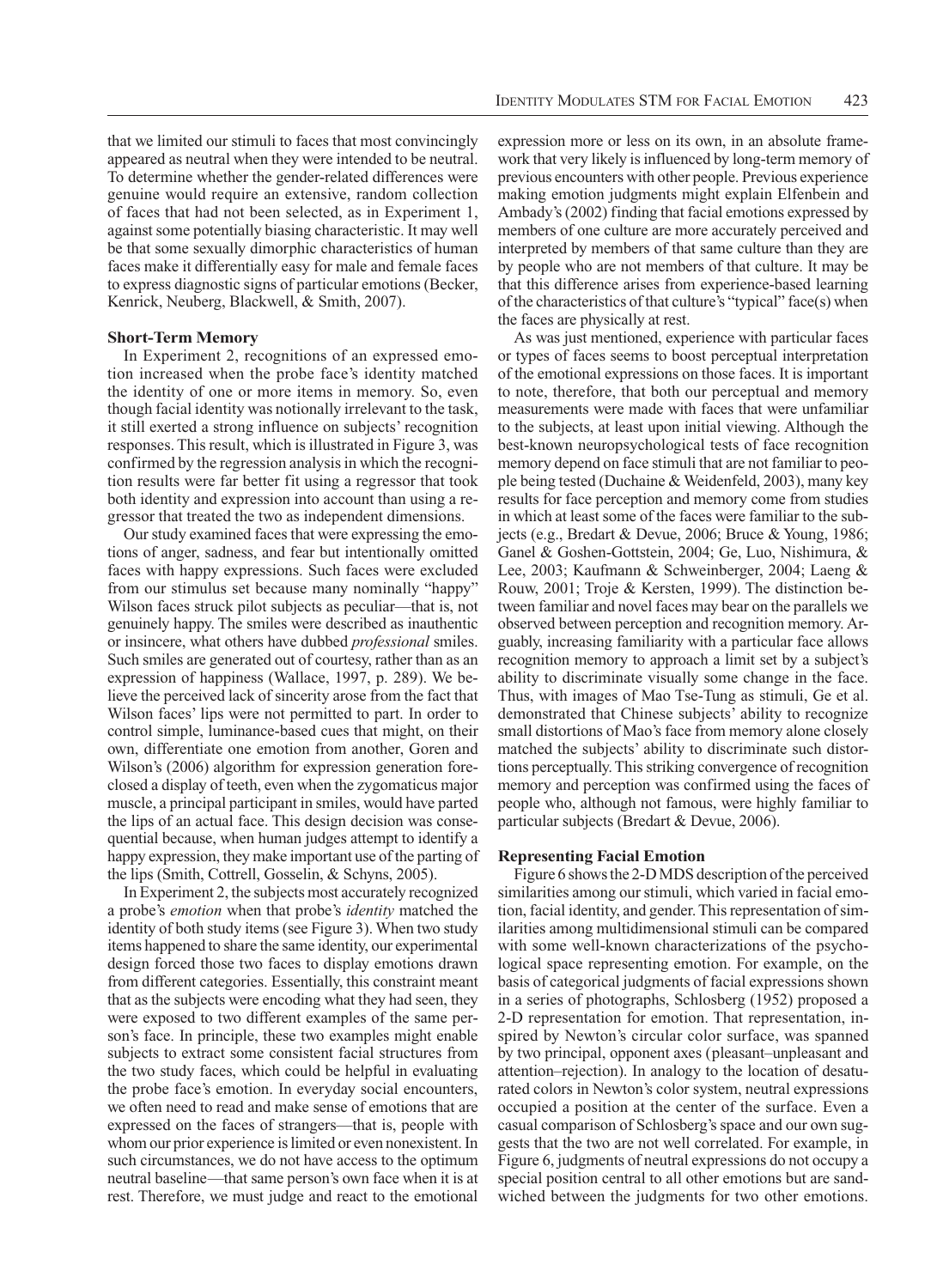that we limited our stimuli to faces that most convincingly appeared as neutral when they were intended to be neutral. To determine whether the gender-related differences were genuine would require an extensive, random collection of faces that had not been selected, as in Experiment 1, against some potentially biasing characteristic. It may well be that some sexually dimorphic characteristics of human faces make it differentially easy for male and female faces to express diagnostic signs of particular emotions (Becker, Kenrick, Neuberg, Blackwell, & Smith, 2007).

### Short-Term Memory

In Experiment 2, recognitions of an expressed emotion increased when the probe face's identity matched the identity of one or more items in memory. So, even though facial identity was notionally irrelevant to the task, it still exerted a strong influence on subjects' recognition responses. This result, which is illustrated in Figure 3, was confirmed by the regression analysis in which the recognition results were far better fit using a regressor that took both identity and expression into account than using a regressor that treated the two as independent dimensions.

Our study examined faces that were expressing the emotions of anger, sadness, and fear but intentionally omitted faces with happy expressions. Such faces were excluded from our stimulus set because many nominally "happy" Wilson faces struck pilot subjects as peculiar—that is, not genuinely happy. The smiles were described as inauthentic or insincere, what others have dubbed *professional* smiles. Such smiles are generated out of courtesy, rather than as an expression of happiness (Wallace, 1997, p. 289). We believe the perceived lack of sincerity arose from the fact that Wilson faces' lips were not permitted to part. In order to control simple, luminance-based cues that might, on their own, differentiate one emotion from another, Goren and Wilson's (2006) algorithm for expression generation foreclosed a display of teeth, even when the zygomaticus major muscle, a principal participant in smiles, would have parted the lips of an actual face. This design decision was consequential because, when human judges attempt to identify a happy expression, they make important use of the parting of the lips (Smith, Cottrell, Gosselin, & Schyns, 2005).

In Experiment 2, the subjects most accurately recognized a probe's *emotion* when that probe's *identity* matched the identity of both study items (see Figure 3). When two study items happened to share the same identity, our experimental design forced those two faces to display emotions drawn from different categories. Essentially, this constraint meant that as the subjects were encoding what they had seen, they were exposed to two different examples of the same person's face. In principle, these two examples might enable subjects to extract some consistent facial structures from the two study faces, which could be helpful in evaluating the probe face's emotion. In everyday social encounters, we often need to read and make sense of emotions that are expressed on the faces of strangers—that is, people with whom our prior experience is limited or even nonexistent. In such circumstances, we do not have access to the optimum neutral baseline—that same person's own face when it is at rest. Therefore, we must judge and react to the emotional expression more or less on its own, in an absolute framework that very likely is influenced by long-term memory of previous encounters with other people. Previous experience making emotion judgments might explain Elfenbein and Ambady's (2002) finding that facial emotions expressed by members of one culture are more accurately perceived and interpreted by members of that same culture than they are by people who are not members of that culture. It may be that this difference arises from experience-based learning of the characteristics of that culture's "typical" face(s) when the faces are physically at rest.

As was just mentioned, experience with particular faces or types of faces seems to boost perceptual interpretation of the emotional expressions on those faces. It is important to note, therefore, that both our perceptual and memory measurements were made with faces that were unfamiliar to the subjects, at least upon initial viewing. Although the best-known neuropsychological tests of face recognition memory depend on face stimuli that are not familiar to people being tested (Duchaine & Weidenfeld, 2003), many key results for face perception and memory come from studies in which at least some of the faces were familiar to the subjects (e.g., Bredart & Devue, 2006; Bruce & Young, 1986; Ganel & Goshen-Gottstein, 2004; Ge, Luo, Nishimura, & Lee, 2003; Kaufmann & Schweinberger, 2004; Laeng & Rouw, 2001; Troje & Kersten, 1999). The distinction between familiar and novel faces may bear on the parallels we observed between perception and recognition memory. Arguably, increasing familiarity with a particular face allows recognition memory to approach a limit set by a subject's ability to discriminate visually some change in the face. Thus, with images of Mao Tse-Tung as stimuli, Ge et al. demonstrated that Chinese subjects' ability to recognize small distortions of Mao's face from memory alone closely matched the subjects' ability to discriminate such distortions perceptually. This striking convergence of recognition memory and perception was confirmed using the faces of people who, although not famous, were highly familiar to particular subjects (Bredart & Devue, 2006).

### Representing Facial Emotion

Figure 6 shows the 2-D MDS description of the perceived similarities among our stimuli, which varied in facial emotion, facial identity, and gender. This representation of similarities among multidimensional stimuli can be compared with some well-known characterizations of the psychological space representing emotion. For example, on the basis of categorical judgments of facial expressions shown in a series of photographs, Schlosberg (1952) proposed a 2-D representation for emotion. That representation, inspired by Newton's circular color surface, was spanned by two principal, opponent axes (pleasant–unpleasant and attention–rejection). In analogy to the location of desaturated colors in Newton's color system, neutral expressions occupied a position at the center of the surface. Even a casual comparison of Schlosberg's space and our own suggests that the two are not well correlated. For example, in Figure 6, judgments of neutral expressions do not occupy a special position central to all other emotions but are sandwiched between the judgments for two other emotions.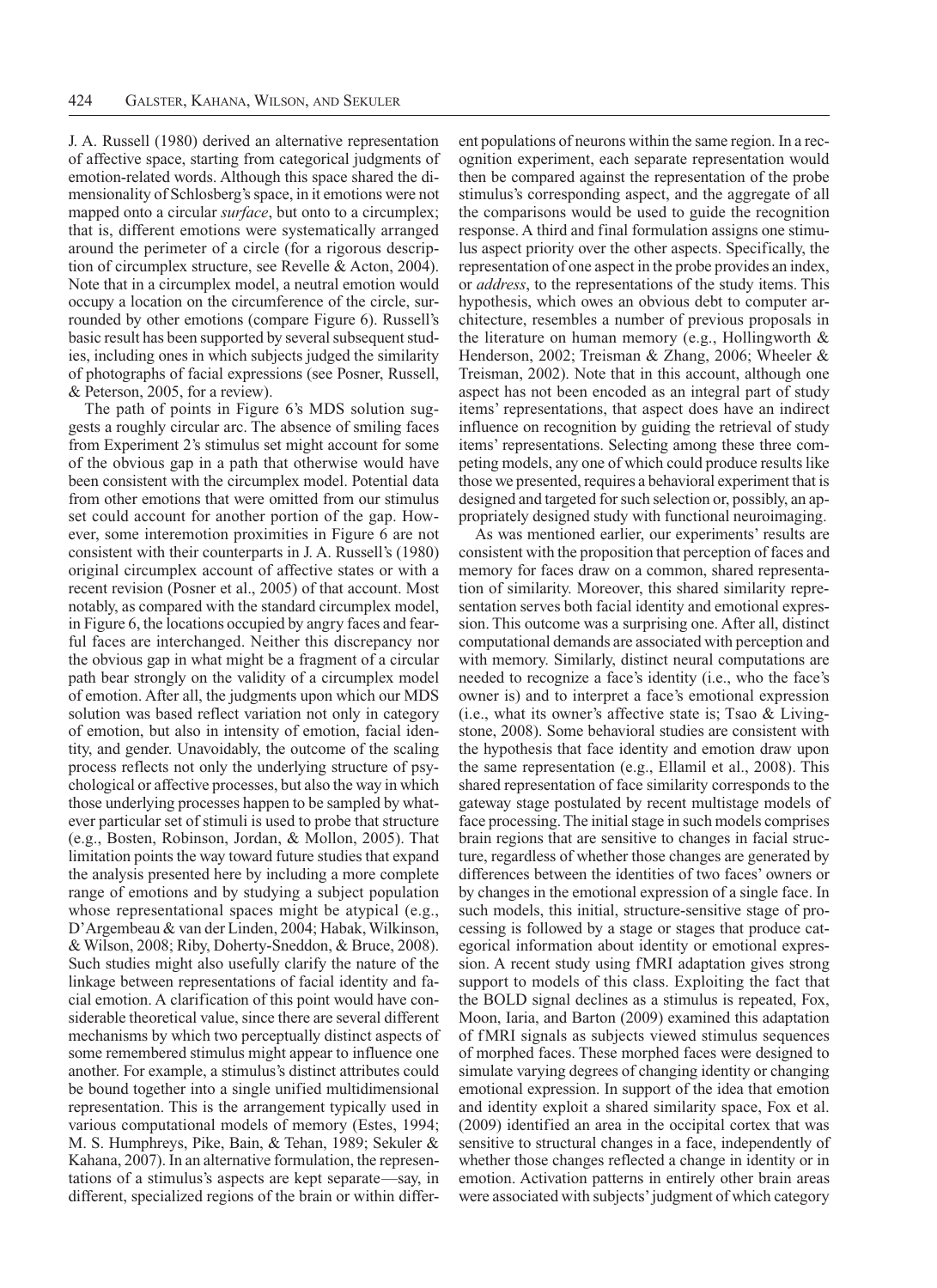J. A. Russell (1980) derived an alternative representation of affective space, starting from categorical judgments of emotion-related words. Although this space shared the dimensionality of Schlosberg's space, in it emotions were not mapped onto a circular *surface*, but onto to a circumplex; that is, different emotions were systematically arranged around the perimeter of a circle (for a rigorous description of circumplex structure, see Revelle & Acton, 2004). Note that in a circumplex model, a neutral emotion would occupy a location on the circumference of the circle, surrounded by other emotions (compare Figure 6). Russell's basic result has been supported by several subsequent studies, including ones in which subjects judged the similarity of photographs of facial expressions (see Posner, Russell, & Peterson, 2005, for a review).

The path of points in Figure 6's MDS solution suggests a roughly circular arc. The absence of smiling faces from Experiment 2's stimulus set might account for some of the obvious gap in a path that otherwise would have been consistent with the circumplex model. Potential data from other emotions that were omitted from our stimulus set could account for another portion of the gap. However, some interemotion proximities in Figure 6 are not consistent with their counterparts in J. A. Russell's (1980) original circumplex account of affective states or with a recent revision (Posner et al., 2005) of that account. Most notably, as compared with the standard circumplex model, in Figure 6, the locations occupied by angry faces and fearful faces are interchanged. Neither this discrepancy nor the obvious gap in what might be a fragment of a circular path bear strongly on the validity of a circumplex model of emotion. After all, the judgments upon which our MDS solution was based reflect variation not only in category of emotion, but also in intensity of emotion, facial identity, and gender. Unavoidably, the outcome of the scaling process reflects not only the underlying structure of psychological or affective processes, but also the way in which those underlying processes happen to be sampled by whatever particular set of stimuli is used to probe that structure (e.g., Bosten, Robinson, Jordan, & Mollon, 2005). That limitation points the way toward future studies that expand the analysis presented here by including a more complete range of emotions and by studying a subject population whose representational spaces might be atypical (e.g., D'Argembeau & van der Linden, 2004; Habak, Wilkinson, & Wilson, 2008; Riby, Doherty-Sneddon, & Bruce, 2008). Such studies might also usefully clarify the nature of the linkage between representations of facial identity and facial emotion. A clarification of this point would have considerable theoretical value, since there are several different mechanisms by which two perceptually distinct aspects of some remembered stimulus might appear to influence one another. For example, a stimulus's distinct attributes could be bound together into a single unified multidimensional representation. This is the arrangement typically used in various computational models of memory (Estes, 1994; M. S. Humphreys, Pike, Bain, & Tehan, 1989; Sekuler & Kahana, 2007). In an alternative formulation, the representations of a stimulus's aspects are kept separate—say, in different, specialized regions of the brain or within different populations of neurons within the same region. In a recognition experiment, each separate representation would then be compared against the representation of the probe stimulus's corresponding aspect, and the aggregate of all the comparisons would be used to guide the recognition response. A third and final formulation assigns one stimulus aspect priority over the other aspects. Specifically, the representation of one aspect in the probe provides an index, or *address*, to the representations of the study items. This hypothesis, which owes an obvious debt to computer architecture, resembles a number of previous proposals in the literature on human memory (e.g., Hollingworth & Henderson, 2002; Treisman & Zhang, 2006; Wheeler & Treisman, 2002). Note that in this account, although one aspect has not been encoded as an integral part of study items' representations, that aspect does have an indirect influence on recognition by guiding the retrieval of study items' representations. Selecting among these three competing models, any one of which could produce results like those we presented, requires a behavioral experiment that is designed and targeted for such selection or, possibly, an appropriately designed study with functional neuroimaging.

As was mentioned earlier, our experiments' results are consistent with the proposition that perception of faces and memory for faces draw on a common, shared representation of similarity. Moreover, this shared similarity representation serves both facial identity and emotional expression. This outcome was a surprising one. After all, distinct computational demands are associated with perception and with memory. Similarly, distinct neural computations are needed to recognize a face's identity (i.e., who the face's owner is) and to interpret a face's emotional expression (i.e., what its owner's affective state is; Tsao & Livingstone, 2008). Some behavioral studies are consistent with the hypothesis that face identity and emotion draw upon the same representation (e.g., Ellamil et al., 2008). This shared representation of face similarity corresponds to the gateway stage postulated by recent multistage models of face processing. The initial stage in such models comprises brain regions that are sensitive to changes in facial structure, regardless of whether those changes are generated by differences between the identities of two faces' owners or by changes in the emotional expression of a single face. In such models, this initial, structure-sensitive stage of processing is followed by a stage or stages that produce categorical information about identity or emotional expression. A recent study using fMRI adaptation gives strong support to models of this class. Exploiting the fact that the BOLD signal declines as a stimulus is repeated, Fox, Moon, Iaria, and Barton (2009) examined this adaptation of fMRI signals as subjects viewed stimulus sequences of morphed faces. These morphed faces were designed to simulate varying degrees of changing identity or changing emotional expression. In support of the idea that emotion and identity exploit a shared similarity space, Fox et al. (2009) identified an area in the occipital cortex that was sensitive to structural changes in a face, independently of whether those changes reflected a change in identity or in emotion. Activation patterns in entirely other brain areas were associated with subjects' judgment of which category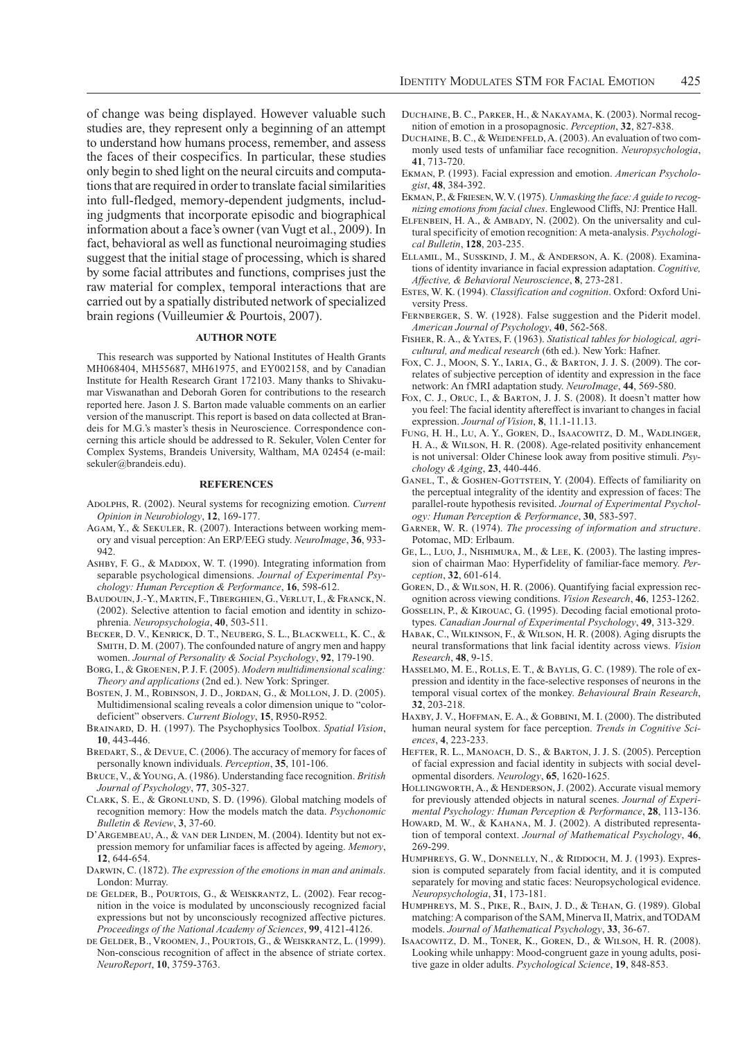of change was being displayed. However valuable such studies are, they represent only a beginning of an attempt to understand how humans process, remember, and assess the faces of their cospecifics. In particular, these studies only begin to shed light on the neural circuits and computations that are required in order to translate facial similarities into full-fledged, memory-dependent judgments, including judgments that incorporate episodic and biographical information about a face's owner (van Vugt et al., 2009). In fact, behavioral as well as functional neuroimaging studies suggest that the initial stage of processing, which is shared by some facial attributes and functions, comprises just the raw material for complex, temporal interactions that are carried out by a spatially distributed network of specialized brain regions (Vuilleumier & Pourtois, 2007).

## AUTHOR NOTE

This research was supported by National Institutes of Health Grants MH068404, MH55687, MH61975, and EY002158, and by Canadian Institute for Health Research Grant 172103. Many thanks to Shivakumar Viswanathan and Deborah Goren for contributions to the research reported here. Jason J. S. Barton made valuable comments on an earlier version of the manuscript. This report is based on data collected at Brandeis for M.G.'s master's thesis in Neuroscience. Correspondence concerning this article should be addressed to R. Sekuler, Volen Center for Complex Systems, Brandeis University, Waltham, MA 02454 (e-mail: sekuler@brandeis.edu).

## REFERENCES

Adolphs, R. (2002). Neural systems for recognizing emotion. *Current Opinion in Neurobiology*, **12**, 169-177.

Agam, Y., & Sekuler, R. (2007). Interactions between working memory and visual perception: An ERP/EEG study. *NeuroImage*, **36**, 933-942.

Ashby, F. G., & Maddox, W. T. (1990). Integrating information from separable psychological dimensions. *Journal of Experimental Psychology: Human Perception & Performance*, **16**, 598-612.

Baudouin, J.-Y., Martin, F., Tiberghien, G., Verlut, I., & Franck, N. (2002). Selective attention to facial emotion and identity in schizophrenia. *Neuropsychologia*, **40**, 503-511.

Becker, D. V., Kenrick, D. T., Neuberg, S. L., Blackwell, K. C., & Smith, D. M. (2007). The confounded nature of angry men and happy women. *Journal of Personality & Social Psychology*, **92**, 179-190.

Borg, I., & Groenen, P. J. F. (2005). *Modern multidimensional scaling: Theory and applications* (2nd ed.). New York: Springer.

Bosten, J. M., Robinson, J. D., Jordan, G., & Mollon, J. D. (2005). Multidimensional scaling reveals a color dimension unique to "color-deficient" observers. *Current Biology*, **15**, R950-R952.

Brainard, D. H. (1997). The Psychophysics Toolbox. *Spatial Vision*, **10**, 443-446.

Bredart, S., & Devue, C. (2006). The accuracy of memory for faces of personally known individuals. *Perception*, **35**, 101-106.

Bruce, V., & Young, A. (1986). Understanding face recognition. *British Journal of Psychology*, **77**, 305-327.

Clark, S. E., & Gronlund, S. D. (1996). Global matching models of recognition memory: How the models match the data. *Psychonomic Bulletin & Review*, **3**, 37-60.

D'Argembeau, A., & van der Linden, M. (2004). Identity but not expression memory for unfamiliar faces is affected by ageing. *Memory*, **12**, 644-654.

Darwin, C. (1872). *The expression of the emotions in man and animals*. London: Murray.

de Gelder, B., Pourtois, G., & Weiskrantz, L. (2002). Fear recognition in the voice is modulated by unconsciously recognized facial expressions but not by unconsciously recognized affective pictures. *Proceedings of the National Academy of Sciences*, **99**, 4121-4126.

de Gelder, B., Vroomen, J., Pourtois, G., & Weiskrantz, L. (1999). Non-conscious recognition of affect in the absence of striate cortex. *NeuroReport*, **10**, 3759-3763.

Duchaine, B. C., Parker, H., & Nakayama, K. (2003). Normal recognition of emotion in a prosopagnosic. *Perception*, **32**, 827-838.

Duchaine, B. C., & Weidenfeld, A. (2003). An evaluation of two commonly used tests of unfamiliar face recognition. *Neuropsychologia*, **41**, 713-720.

Ekman, P. (1993). Facial expression and emotion. *American Psychologist*, **48**, 384-392.

Ekman, P., & Friesen, W. V. (1975). *Unmasking the face: A guide to recognizing emotions from facial clues*. Englewood Cliffs, NJ: Prentice Hall.

Elfenbein, H. A., & Ambady, N. (2002). On the universality and cultural specificity of emotion recognition: A meta-analysis. *Psychological Bulletin*, **128**, 203-235.

Ellamil, M., Susskind, J. M., & Anderson, A. K. (2008). Examinations of identity invariance in facial expression adaptation. *Cognitive, Affective, & Behavioral Neuroscience*, **8**, 273-281.

Estes, W. K. (1994). *Classification and cognition*. Oxford: Oxford University Press.

Fernberger, S. W. (1928). False suggestion and the Piderit model. *American Journal of Psychology*, **40**, 562-568.

Fisher, R. A., & Yates, F. (1963). *Statistical tables for biological, agricultural, and medical research* (6th ed.). New York: Hafner.

Fox, C. J., Moon, S. Y., Iaria, G., & Barton, J. J. S. (2009). The correlates of subjective perception of identity and expression in the face network: An fMRI adaptation study. *NeuroImage*, **44**, 569-580.

Fox, C. J., Oruc, I., & Barton, J. J. S. (2008). It doesn't matter how you feel: The facial identity aftereffect is invariant to changes in facial expression. *Journal of Vision*, **8**, 11.1-11.13.

Fung, H. H., Lu, A. Y., Goren, D., Isaacowitz, D. M., Wadlinger, H. A., & Wilson, H. R. (2008). Age-related positivity enhancement is not universal: Older Chinese look away from positive stimuli. *Psychology & Aging*, **23**, 440-446.

Ganel, T., & Goshen-Gottstein, Y. (2004). Effects of familiarity on the perceptual integrality of the identity and expression of faces: The parallel-route hypothesis revisited. *Journal of Experimental Psychology: Human Perception & Performance*, **30**, 583-597.

Garner, W. R. (1974). *The processing of information and structure*. Potomac, MD: Erlbaum.

Ge, L., Luo, J., Nishimura, M., & Lee, K. (2003). The lasting impression of chairman Mao: Hyperfidelity of familiar-face memory. *Perception*, **32**, 601-614.

Goren, D., & Wilson, H. R. (2006). Quantifying facial expression recognition across viewing conditions. *Vision Research*, **46**, 1253-1262.

Gosselin, P., & Kirouac, G. (1995). Decoding facial emotional prototypes. *Canadian Journal of Experimental Psychology*, **49**, 313-329.

Habak, C., Wilkinson, F., & Wilson, H. R. (2008). Aging disrupts the neural transformations that link facial identity across views. *Vision Research*, **48**, 9-15.

Hasselmo, M. E., Rolls, E. T., & Baylis, G. C. (1989). The role of expression and identity in the face-selective responses of neurons in the temporal visual cortex of the monkey. *Behavioural Brain Research*, **32**, 203-218.

Haxby, J. V., Hoffman, E. A., & Gobbini, M. I. (2000). The distributed human neural system for face perception. *Trends in Cognitive Sciences*, **4**, 223-233.

Hefter, R. L., Manoach, D. S., & Barton, J. J. S. (2005). Perception of facial expression and facial identity in subjects with social developmental disorders. *Neurology*, **65**, 1620-1625.

Hollingworth, A., & Henderson, J. (2002). Accurate visual memory for previously attended objects in natural scenes. *Journal of Experimental Psychology: Human Perception & Performance*, **28**, 113-136.

Howard, M. W., & Kahana, M. J. (2002). A distributed representation of temporal context. *Journal of Mathematical Psychology*, **46**, 269-299.

Humphreys, G. W., Donnelly, N., & Riddoch, M. J. (1993). Expression is computed separately from facial identity, and it is computed separately for moving and static faces: Neuropsychological evidence. *Neuropsychologia*, **31**, 173-181.

Humphreys, M. S., Pike, R., Bain, J. D., & Tehan, G. (1989). Global matching: A comparison of the SAM, Minerva II, Matrix, and TODAM models. *Journal of Mathematical Psychology*, **33**, 36-67.

Isaacowitz, D. M., Toner, K., Goren, D., & Wilson, H. R. (2008). Looking while unhappy: Mood-congruent gaze in young adults, positive gaze in older adults. *Psychological Science*, **19**, 848-853.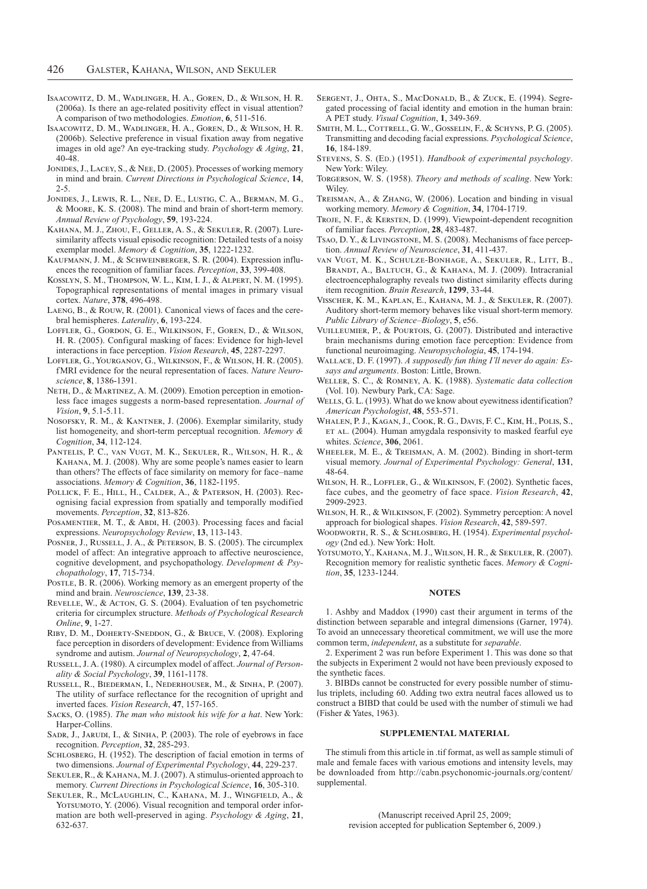Isaacowitz, D. M., Wadlinger, H. A., Goren, D., & Wilson, H. R. (2006a). Is there an age-related positivity effect in visual attention? A comparison of two methodologies. *Emotion*, **6**, 511-516.

Isaacowitz, D. M., Wadlinger, H. A., Goren, D., & Wilson, H. R. (2006b). Selective preference in visual fixation away from negative images in old age? An eye-tracking study. *Psychology & Aging*, **21**, 40-48.

Jonides, J., Lacey, S., & Nee, D. (2005). Processes of working memory in mind and brain. *Current Directions in Psychological Science*, **14**, 2-5.

Jonides, J., Lewis, R. L., Nee, D. E., Lustig, C. A., Berman, M. G., & Moore, K. S. (2008). The mind and brain of short-term memory. *Annual Review of Psychology*, **59**, 193-224.

Kahana, M. J., Zhou, F., Geller, A. S., & Sekuler, R. (2007). Lure-similarity affects visual episodic recognition: Detailed tests of a noisy exemplar model. *Memory & Cognition*, **35**, 1222-1232.

Kaufmann, J. M., & Schweinberger, S. R. (2004). Expression influences the recognition of familiar faces. *Perception*, **33**, 399-408.

Kosslyn, S. M., Thompson, W. L., Kim, I. J., & Alpert, N. M. (1995). Topographical representations of mental images in primary visual cortex. *Nature*, **378**, 496-498.

Laeng, B., & Rouw, R. (2001). Canonical views of faces and the cerebral hemispheres. *Laterality*, **6**, 193-224.

Loffler, G., Gordon, G. E., Wilkinson, F., Goren, D., & Wilson, H. R. (2005). Configural masking of faces: Evidence for high-level interactions in face perception. *Vision Research*, **45**, 2287-2297.

Loffler, G., Yourganov, G., Wilkinson, F., & Wilson, H. R. (2005). fMRI evidence for the neural representation of faces. *Nature Neuroscience*, **8**, 1386-1391.

Neth, D., & Martinez, A. M. (2009). Emotion perception in emotionless face images suggests a norm-based representation. *Journal of Vision*, **9**, 5.1-5.11.

Nosofsky, R. M., & Kantner, J. (2006). Exemplar similarity, study list homogeneity, and short-term perceptual recognition. *Memory & Cognition*, **34**, 112-124.

Pantelis, P. C., van Vugt, M. K., Sekuler, R., Wilson, H. R., & Kahana, M. J. (2008). Why are some people's names easier to learn than others? The effects of face similarity on memory for face–name associations. *Memory & Cognition*, **36**, 1182-1195.

Pollick, F. E., Hill, H., Calder, A., & Paterson, H. (2003). Recognising facial expression from spatially and temporally modified movements. *Perception*, **32**, 813-826.

Posamentier, M. T., & Abdi, H. (2003). Processing faces and facial expressions. *Neuropsychology Review*, **13**, 113-143.

Posner, J., Russell, J. A., & Peterson, B. S. (2005). The circumplex model of affect: An integrative approach to affective neuroscience, cognitive development, and psychopathology. *Development & Psychopathology*, **17**, 715-734.

Postle, B. R. (2006). Working memory as an emergent property of the mind and brain. *Neuroscience*, **139**, 23-38.

Revelle, W., & Acton, G. S. (2004). Evaluation of ten psychometric criteria for circumplex structure. *Methods of Psychological Research Online*, **9**, 1-27.

Riby, D. M., Doherty-Sneddon, G., & Bruce, V. (2008). Exploring face perception in disorders of development: Evidence from Williams syndrome and autism. *Journal of Neuropsychology*, **2**, 47-64.

Russell, J. A. (1980). A circumplex model of affect. *Journal of Personality & Social Psychology*, **39**, 1161-1178.

Russell, R., Biederman, I., Nederhouser, M., & Sinha, P. (2007). The utility of surface reflectance for the recognition of upright and inverted faces. *Vision Research*, **47**, 157-165.

Sacks, O. (1985). *The man who mistook his wife for a hat*. New York: Harper-Collins.

Sadr, J., Jarudi, I., & Sinha, P. (2003). The role of eyebrows in face recognition. *Perception*, **32**, 285-293.

Schlosberg, H. (1952). The description of facial emotion in terms of two dimensions. *Journal of Experimental Psychology*, **44**, 229-237.

Sekuler, R., & Kahana, M. J. (2007). A stimulus-oriented approach to memory. *Current Directions in Psychological Science*, **16**, 305-310.

Sekuler, R., McLaughlin, C., Kahana, M. J., Wingfield, A., & Yotsumoto, Y. (2006). Visual recognition and temporal order information are both well-preserved in aging. *Psychology & Aging*, **21**, 632-637.

Sergent, J., Ohta, S., MacDonald, B., & Zuck, E. (1994). Segregated processing of facial identity and emotion in the human brain: A PET study. *Visual Cognition*, **1**, 349-369.

Smith, M. L., Cottrell, G. W., Gosselin, F., & Schyns, P. G. (2005). Transmitting and decoding facial expressions. *Psychological Science*, **16**, 184-189.

Stevens, S. S. (Ed.) (1951). *Handbook of experimental psychology*. New York: Wiley.

Torgerson, W. S. (1958). *Theory and methods of scaling*. New York: Wiley.

Treisman, A., & Zhang, W. (2006). Location and binding in visual working memory. *Memory & Cognition*, **34**, 1704-1719.

Troje, N. F., & Kersten, D. (1999). Viewpoint-dependent recognition of familiar faces. *Perception*, **28**, 483-487.

Tsao, D. Y., & Livingstone, M. S. (2008). Mechanisms of face perception. *Annual Review of Neuroscience*, **31**, 411-437.

van Vugt, M. K., Schulze-Bonhage, A., Sekuler, R., Litt, B., Brandt, A., Baltuch, G., & Kahana, M. J. (2009). Intracranial electroencephalography reveals two distinct similarity effects during item recognition. *Brain Research*, **1299**, 33-44.

Visscher, K. M., Kaplan, E., Kahana, M. J., & Sekuler, R. (2007). Auditory short-term memory behaves like visual short-term memory. *Public Library of Science–Biology*, **5**, e56.

Vuilleumier, P., & Pourtois, G. (2007). Distributed and interactive brain mechanisms during emotion face perception: Evidence from functional neuroimaging. *Neuropsychologia*, **45**, 174-194.

Wallace, D. F. (1997). *A supposedly fun thing I'll never do again: Essays and arguments*. Boston: Little, Brown.

Weller, S. C., & Romney, A. K. (1988). *Systematic data collection* (Vol. 10). Newbury Park, CA: Sage.

Wells, G. L. (1993). What do we know about eyewitness identification? *American Psychologist*, **48**, 553-571.

Whalen, P. J., Kagan, J., Cook, R. G., Davis, F. C., Kim, H., Polis, S., et al. (2004). Human amygdala responsivity to masked fearful eye whites. *Science*, **306**, 2061.

Wheeler, M. E., & Treisman, A. M. (2002). Binding in short-term visual memory. *Journal of Experimental Psychology: General*, **131**, 48-64.

Wilson, H. R., Loffler, G., & Wilkinson, F. (2002). Synthetic faces, face cubes, and the geometry of face space. *Vision Research*, **42**, 2909-2923.

Wilson, H. R., & Wilkinson, F. (2002). Symmetry perception: A novel approach for biological shapes. *Vision Research*, **42**, 589-597.

Woodworth, R. S., & Schlosberg, H. (1954). *Experimental psychology* (2nd ed.). New York: Holt.

Yotsumoto, Y., Kahana, M. J., Wilson, H. R., & Sekuler, R. (2007). Recognition memory for realistic synthetic faces. *Memory & Cognition*, **35**, 1233-1244.

## NOTES

1. Ashby and Maddox (1990) cast their argument in terms of the distinction between separable and integral dimensions (Garner, 1974). To avoid an unnecessary theoretical commitment, we will use the more common term, *independent*, as a substitute for *separable*.

2. Experiment 2 was run before Experiment 1. This was done so that the subjects in Experiment 2 would not have been previously exposed to the synthetic faces.

3. BIBDs cannot be constructed for every possible number of stimulus triplets, including 60. Adding two extra neutral faces allowed us to construct a BIBD that could be used with the number of stimuli we had (Fisher & Yates, 1963).

## SUPPLEMENTAL MATERIAL

The stimuli from this article in .tif format, as well as sample stimuli of male and female faces with various emotions and intensity levels, may be downloaded from http://cabn.psychonomic-journals.org/content/supplemental.

(Manuscript received April 25, 2009;
revision accepted for publication September 6, 2009.)